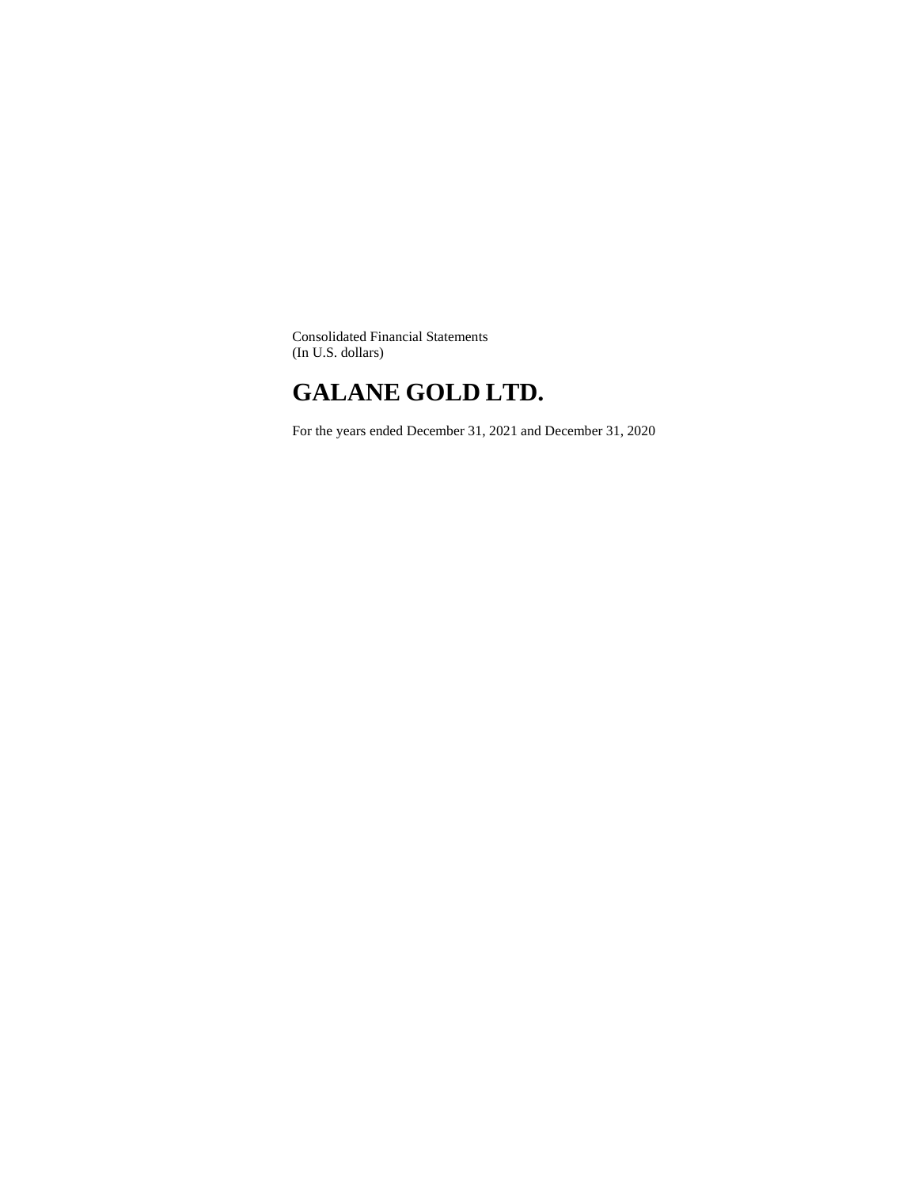Consolidated Financial Statements
(In U.S. dollars)

# GALANE GOLD LTD.

For the years ended December 31, 2021 and December 31, 2020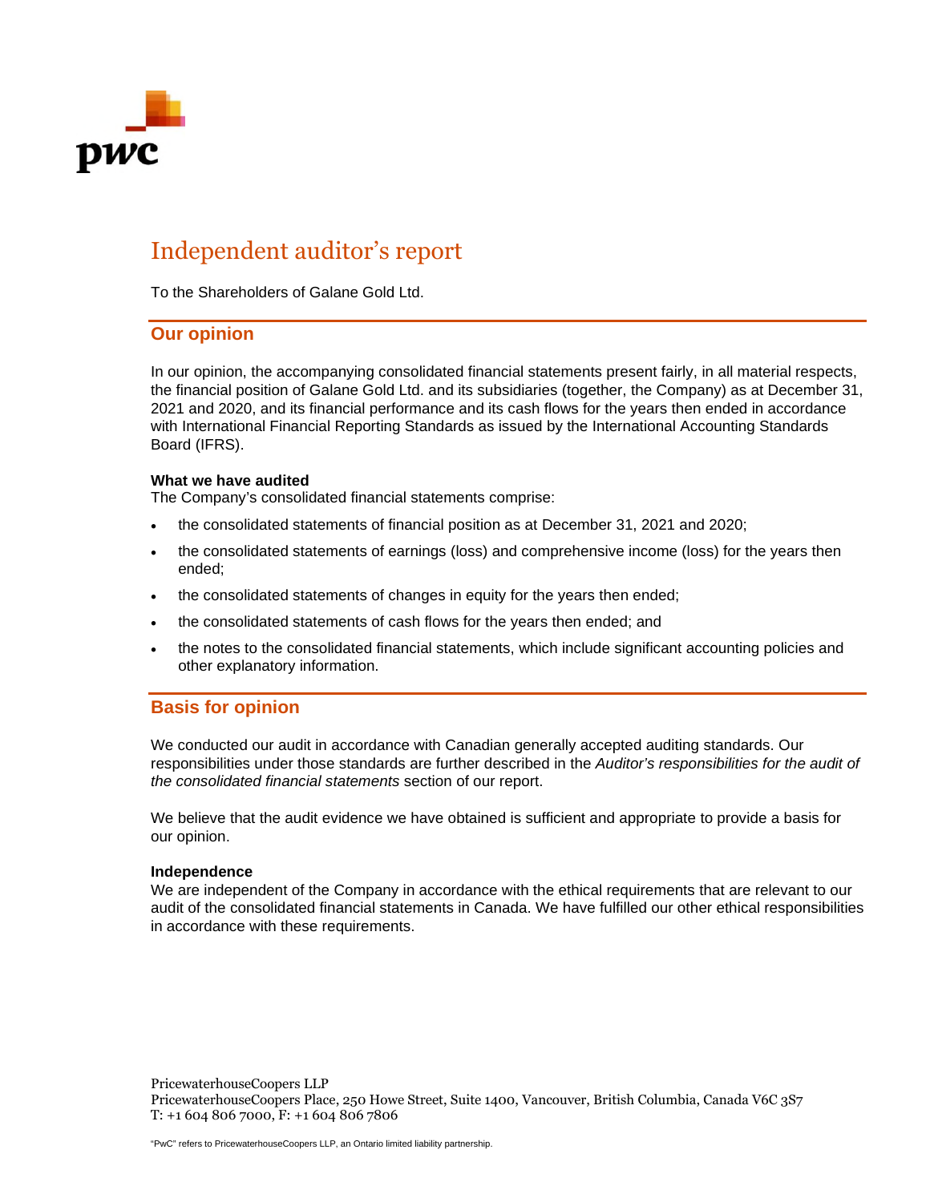# Independent auditor's report

To the Shareholders of Galane Gold Ltd.

## Our opinion

In our opinion, the accompanying consolidated financial statements present fairly, in all material respects, the financial position of Galane Gold Ltd. and its subsidiaries (together, the Company) as at December 31, 2021 and 2020, and its financial performance and its cash flows for the years then ended in accordance with International Financial Reporting Standards as issued by the International Accounting Standards Board (IFRS).

**What we have audited**
The Company's consolidated financial statements comprise:

- the consolidated statements of financial position as at December 31, 2021 and 2020;
- the consolidated statements of earnings (loss) and comprehensive income (loss) for the years then ended;
- the consolidated statements of changes in equity for the years then ended;
- the consolidated statements of cash flows for the years then ended; and
- the notes to the consolidated financial statements, which include significant accounting policies and other explanatory information.

## Basis for opinion

We conducted our audit in accordance with Canadian generally accepted auditing standards. Our responsibilities under those standards are further described in the *Auditor's responsibilities for the audit of the consolidated financial statements* section of our report.

We believe that the audit evidence we have obtained is sufficient and appropriate to provide a basis for our opinion.

**Independence**
We are independent of the Company in accordance with the ethical requirements that are relevant to our audit of the consolidated financial statements in Canada. We have fulfilled our other ethical responsibilities in accordance with these requirements.

PricewaterhouseCoopers LLP
PricewaterhouseCoopers Place, 250 Howe Street, Suite 1400, Vancouver, British Columbia, Canada V6C 3S7
T: +1 604 806 7000, F: +1 604 806 7806

"PwC" refers to PricewaterhouseCoopers LLP, an Ontario limited liability partnership.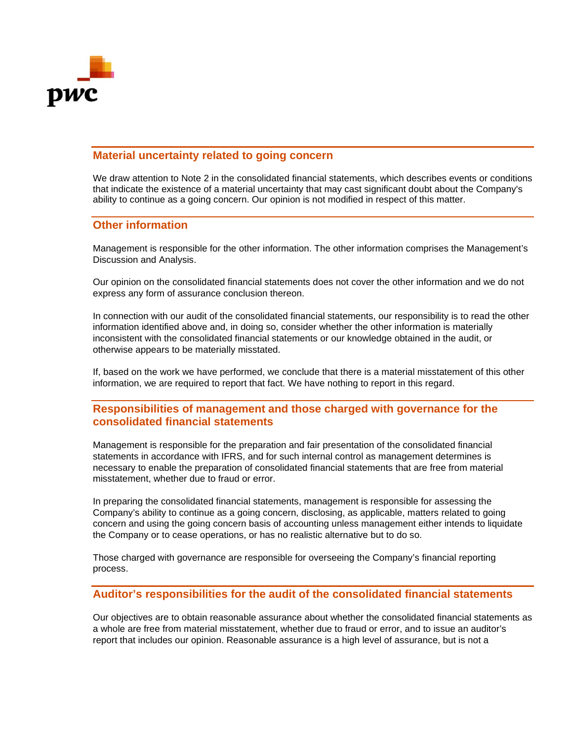## Material uncertainty related to going concern

We draw attention to Note 2 in the consolidated financial statements, which describes events or conditions that indicate the existence of a material uncertainty that may cast significant doubt about the Company's ability to continue as a going concern. Our opinion is not modified in respect of this matter.

## Other information

Management is responsible for the other information. The other information comprises the Management's Discussion and Analysis.

Our opinion on the consolidated financial statements does not cover the other information and we do not express any form of assurance conclusion thereon.

In connection with our audit of the consolidated financial statements, our responsibility is to read the other information identified above and, in doing so, consider whether the other information is materially inconsistent with the consolidated financial statements or our knowledge obtained in the audit, or otherwise appears to be materially misstated.

If, based on the work we have performed, we conclude that there is a material misstatement of this other information, we are required to report that fact. We have nothing to report in this regard.

## Responsibilities of management and those charged with governance for the consolidated financial statements

Management is responsible for the preparation and fair presentation of the consolidated financial statements in accordance with IFRS, and for such internal control as management determines is necessary to enable the preparation of consolidated financial statements that are free from material misstatement, whether due to fraud or error.

In preparing the consolidated financial statements, management is responsible for assessing the Company's ability to continue as a going concern, disclosing, as applicable, matters related to going concern and using the going concern basis of accounting unless management either intends to liquidate the Company or to cease operations, or has no realistic alternative but to do so.

Those charged with governance are responsible for overseeing the Company's financial reporting process.

## Auditor's responsibilities for the audit of the consolidated financial statements

Our objectives are to obtain reasonable assurance about whether the consolidated financial statements as a whole are free from material misstatement, whether due to fraud or error, and to issue an auditor's report that includes our opinion. Reasonable assurance is a high level of assurance, but is not a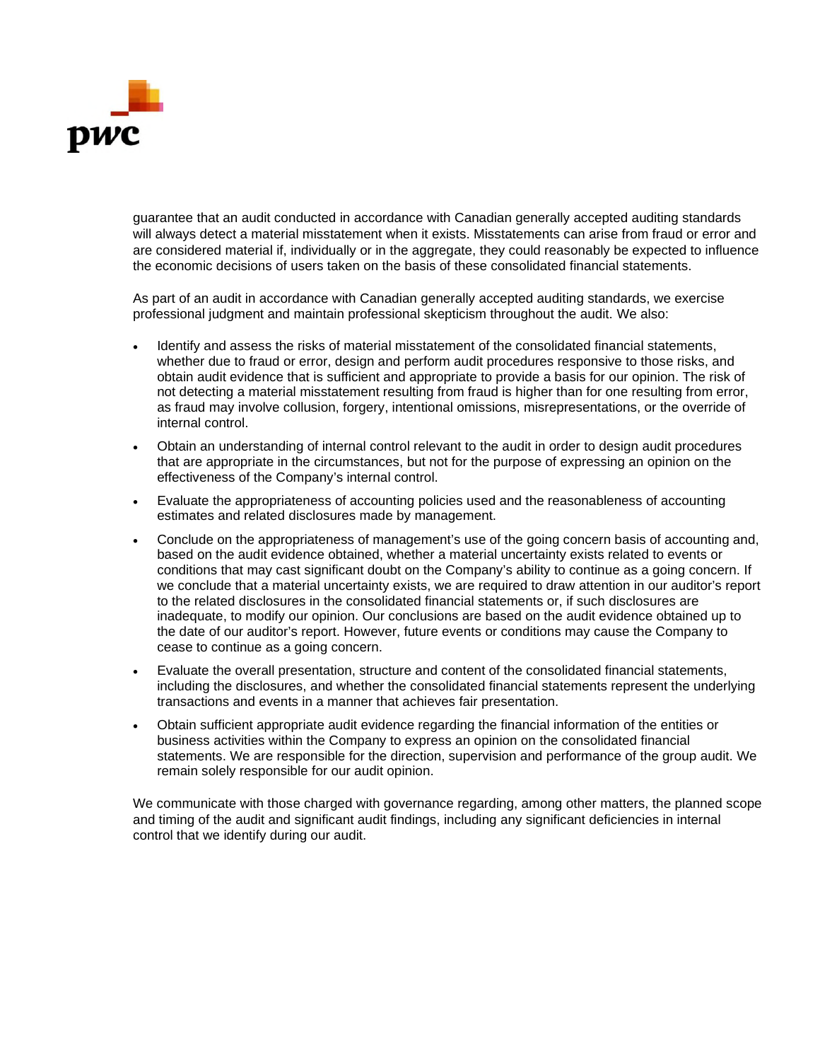guarantee that an audit conducted in accordance with Canadian generally accepted auditing standards will always detect a material misstatement when it exists. Misstatements can arise from fraud or error and are considered material if, individually or in the aggregate, they could reasonably be expected to influence the economic decisions of users taken on the basis of these consolidated financial statements.

As part of an audit in accordance with Canadian generally accepted auditing standards, we exercise professional judgment and maintain professional skepticism throughout the audit. We also:

- Identify and assess the risks of material misstatement of the consolidated financial statements, whether due to fraud or error, design and perform audit procedures responsive to those risks, and obtain audit evidence that is sufficient and appropriate to provide a basis for our opinion. The risk of not detecting a material misstatement resulting from fraud is higher than for one resulting from error, as fraud may involve collusion, forgery, intentional omissions, misrepresentations, or the override of internal control.
- Obtain an understanding of internal control relevant to the audit in order to design audit procedures that are appropriate in the circumstances, but not for the purpose of expressing an opinion on the effectiveness of the Company's internal control.
- Evaluate the appropriateness of accounting policies used and the reasonableness of accounting estimates and related disclosures made by management.
- Conclude on the appropriateness of management's use of the going concern basis of accounting and, based on the audit evidence obtained, whether a material uncertainty exists related to events or conditions that may cast significant doubt on the Company's ability to continue as a going concern. If we conclude that a material uncertainty exists, we are required to draw attention in our auditor's report to the related disclosures in the consolidated financial statements or, if such disclosures are inadequate, to modify our opinion. Our conclusions are based on the audit evidence obtained up to the date of our auditor's report. However, future events or conditions may cause the Company to cease to continue as a going concern.
- Evaluate the overall presentation, structure and content of the consolidated financial statements, including the disclosures, and whether the consolidated financial statements represent the underlying transactions and events in a manner that achieves fair presentation.
- Obtain sufficient appropriate audit evidence regarding the financial information of the entities or business activities within the Company to express an opinion on the consolidated financial statements. We are responsible for the direction, supervision and performance of the group audit. We remain solely responsible for our audit opinion.

We communicate with those charged with governance regarding, among other matters, the planned scope and timing of the audit and significant audit findings, including any significant deficiencies in internal control that we identify during our audit.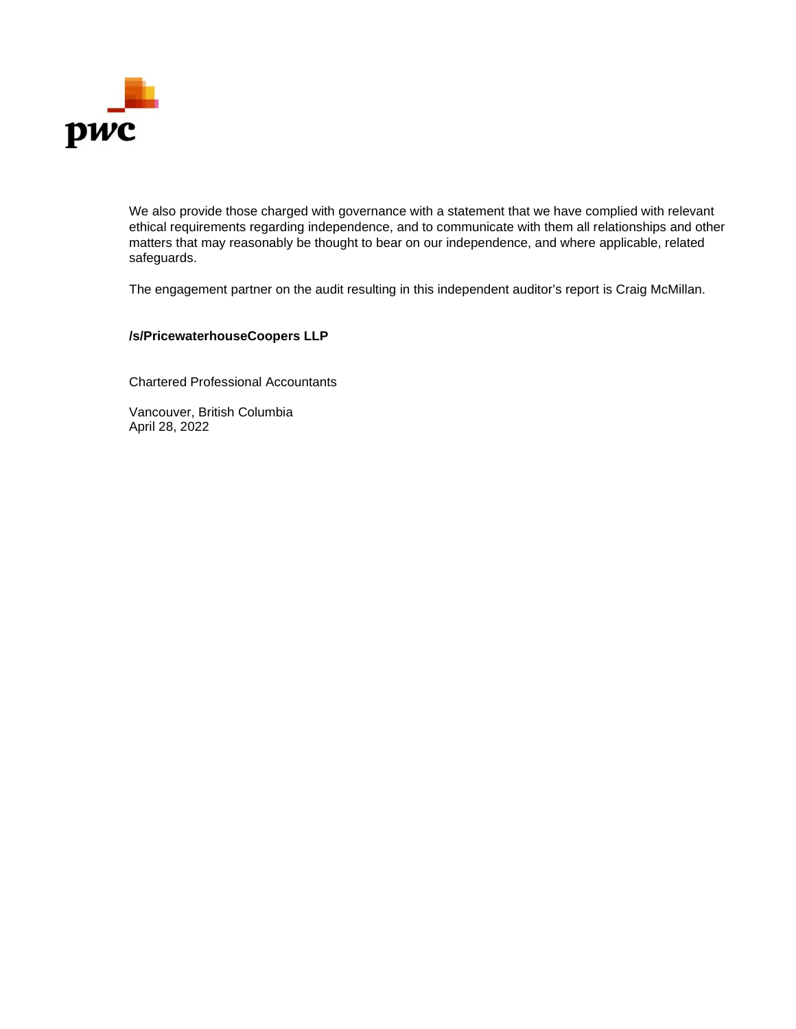We also provide those charged with governance with a statement that we have complied with relevant ethical requirements regarding independence, and to communicate with them all relationships and other matters that may reasonably be thought to bear on our independence, and where applicable, related safeguards.

The engagement partner on the audit resulting in this independent auditor's report is Craig McMillan.

**/s/PricewaterhouseCoopers LLP**

Chartered Professional Accountants

Vancouver, British Columbia
April 28, 2022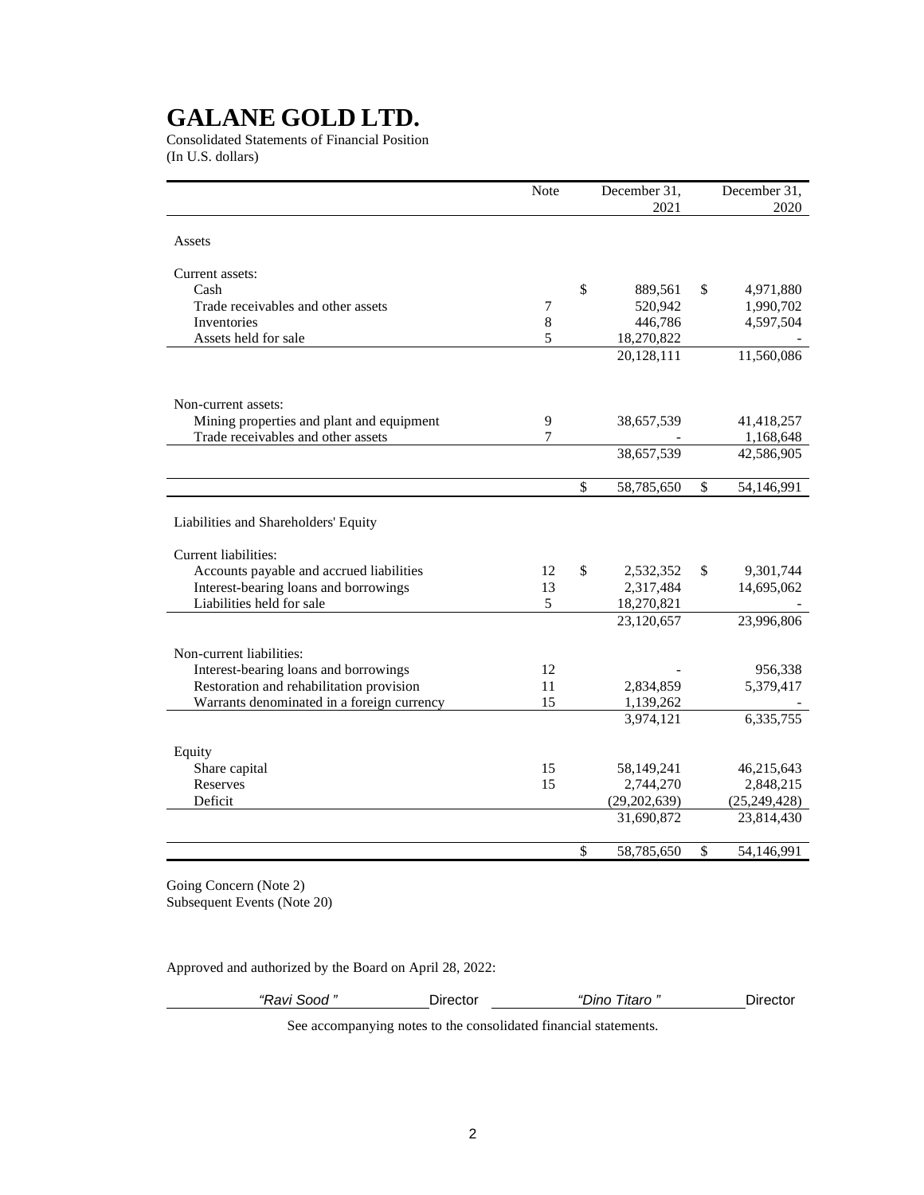# GALANE GOLD LTD.

Consolidated Statements of Financial Position
(In U.S. dollars)

| | Note | December 31, 2021 | December 31, 2020 |
|---|---|---|---|
| **Assets** | | | |
| Current assets: | | | |
| Cash | | $ 889,561 | $ 4,971,880 |
| Trade receivables and other assets | 7 | 520,942 | 1,990,702 |
| Inventories | 8 | 446,786 | 4,597,504 |
| Assets held for sale | 5 | 18,270,822 | - |
| | | 20,128,111 | 11,560,086 |
| Non-current assets: | | | |
| Mining properties and plant and equipment | 9 | 38,657,539 | 41,418,257 |
| Trade receivables and other assets | 7 | - | 1,168,648 |
| | | 38,657,539 | 42,586,905 |
| | | $ 58,785,650 | $ 54,146,991 |
| **Liabilities and Shareholders' Equity** | | | |
| Current liabilities: | | | |
| Accounts payable and accrued liabilities | 12 | $ 2,532,352 | $ 9,301,744 |
| Interest-bearing loans and borrowings | 13 | 2,317,484 | 14,695,062 |
| Liabilities held for sale | 5 | 18,270,821 | - |
| | | 23,120,657 | 23,996,806 |
| Non-current liabilities: | | | |
| Interest-bearing loans and borrowings | 12 | - | 956,338 |
| Restoration and rehabilitation provision | 11 | 2,834,859 | 5,379,417 |
| Warrants denominated in a foreign currency | 15 | 1,139,262 | - |
| | | 3,974,121 | 6,335,755 |
| Equity | | | |
| Share capital | 15 | 58,149,241 | 46,215,643 |
| Reserves | 15 | 2,744,270 | 2,848,215 |
| Deficit | | (29,202,639) | (25,249,428) |
| | | 31,690,872 | 23,814,430 |
| | | $ 58,785,650 | $ 54,146,991 |

Going Concern (Note 2)
Subsequent Events (Note 20)

Approved and authorized by the Board on April 28, 2022:

*"Ravi Sood"* Director *"Dino Titaro"* Director

See accompanying notes to the consolidated financial statements.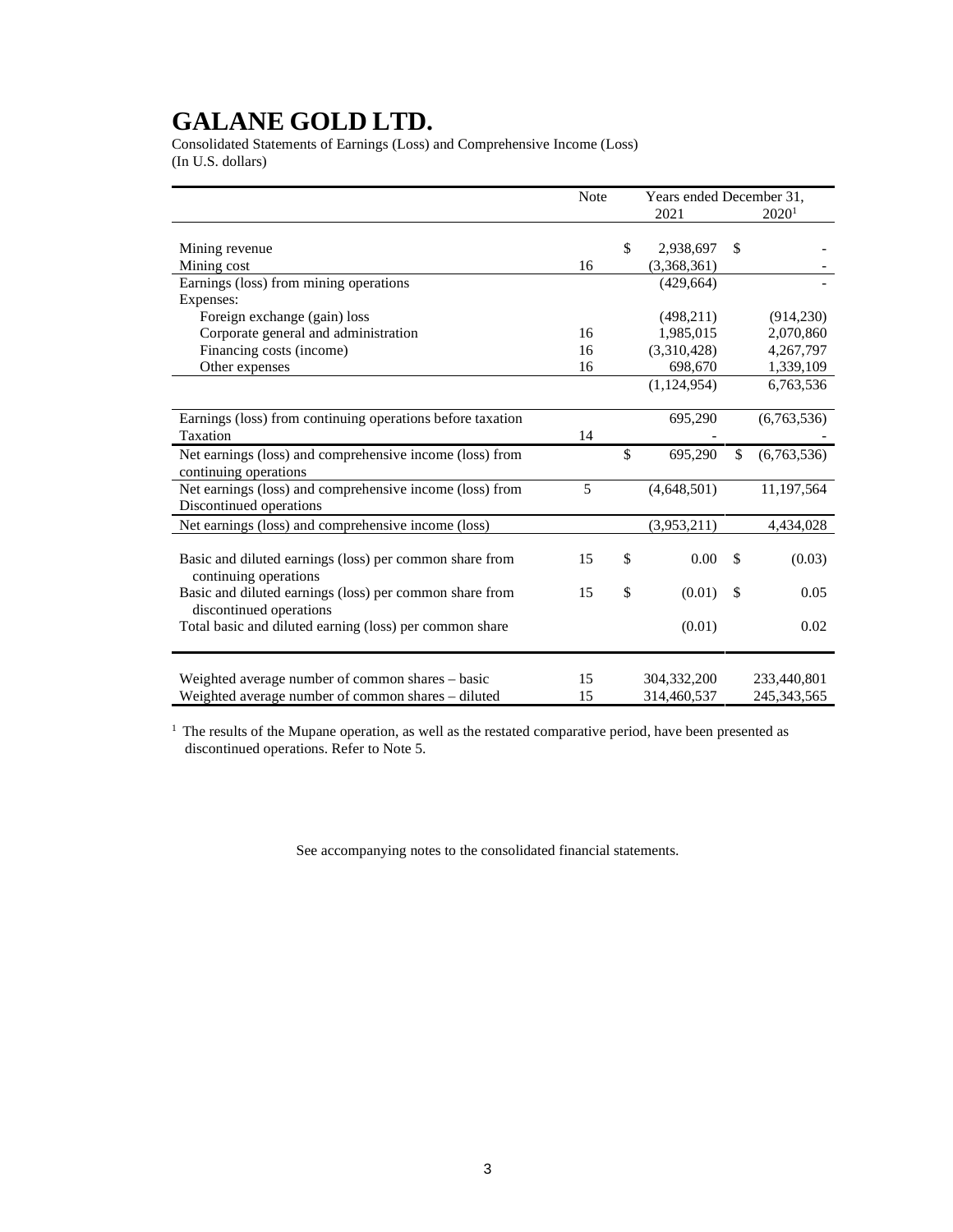# GALANE GOLD LTD.

Consolidated Statements of Earnings (Loss) and Comprehensive Income (Loss)
(In U.S. dollars)

| | Note | Years ended December 31, 2021 | 2020[1] |
|---|---|---|---|
| Mining revenue | | $ 2,938,697 | $ - |
| Mining cost | 16 | (3,368,361) | - |
| Earnings (loss) from mining operations | | (429,664) | - |
| Expenses: | | | |
| Foreign exchange (gain) loss | | (498,211) | (914,230) |
| Corporate general and administration | 16 | 1,985,015 | 2,070,860 |
| Financing costs (income) | 16 | (3,310,428) | 4,267,797 |
| Other expenses | 16 | 698,670 | 1,339,109 |
| | | (1,124,954) | 6,763,536 |
| Earnings (loss) from continuing operations before taxation | | 695,290 | (6,763,536) |
| Taxation | 14 | - | - |
| Net earnings (loss) and comprehensive income (loss) from continuing operations | | $ 695,290 | $ (6,763,536) |
| Net earnings (loss) and comprehensive income (loss) from Discontinued operations | 5 | (4,648,501) | 11,197,564 |
| Net earnings (loss) and comprehensive income (loss) | | (3,953,211) | 4,434,028 |
| Basic and diluted earnings (loss) per common share from continuing operations | 15 | $ 0.00 | $ (0.03) |
| Basic and diluted earnings (loss) per common share from discontinued operations | 15 | $ (0.01) | $ 0.05 |
| Total basic and diluted earning (loss) per common share | | (0.01) | 0.02 |
| Weighted average number of common shares – basic | 15 | 304,332,200 | 233,440,801 |
| Weighted average number of common shares – diluted | 15 | 314,460,537 | 245,343,565 |

[1] The results of the Mupane operation, as well as the restated comparative period, have been presented as discontinued operations. Refer to Note 5.

See accompanying notes to the consolidated financial statements.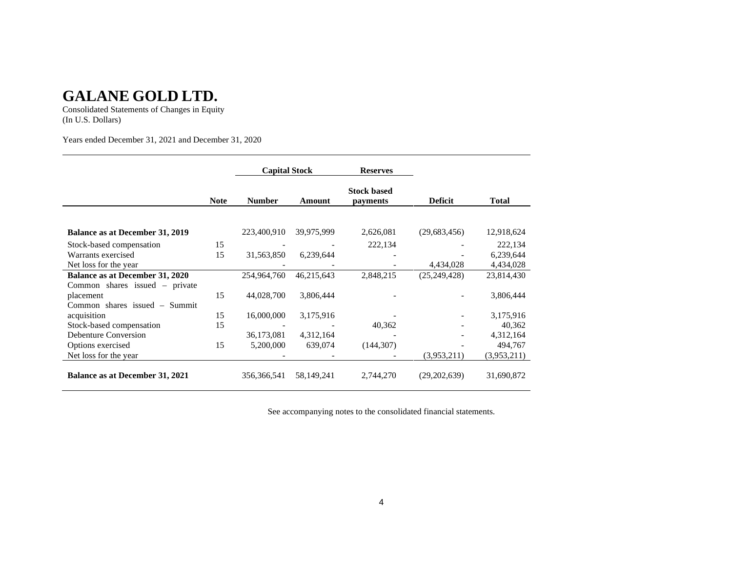# GALANE GOLD LTD.

Consolidated Statements of Changes in Equity
(In U.S. Dollars)

Years ended December 31, 2021 and December 31, 2020

| | | Capital Stock | | Reserves | | |
|---|---|---|---|---|---|---|
| | Note | Number | Amount | Stock based payments | Deficit | Total |
| **Balance as at December 31, 2019** | | 223,400,910 | 39,975,999 | 2,626,081 | (29,683,456) | 12,918,624 |
| Stock-based compensation | 15 | - | - | 222,134 | - | 222,134 |
| Warrants exercised | 15 | 31,563,850 | 6,239,644 | - | - | 6,239,644 |
| Net loss for the year | | - | - | - | 4,434,028 | 4,434,028 |
| **Balance as at December 31, 2020** | | 254,964,760 | 46,215,643 | 2,848,215 | (25,249,428) | 23,814,430 |
| Common shares issued – private placement | 15 | 44,028,700 | 3,806,444 | - | - | 3,806,444 |
| Common shares issued – Summit acquisition | 15 | 16,000,000 | 3,175,916 | - | - | 3,175,916 |
| Stock-based compensation | 15 | - | - | 40,362 | - | 40,362 |
| Debenture Conversion | | 36,173,081 | 4,312,164 | - | - | 4,312,164 |
| Options exercised | 15 | 5,200,000 | 639,074 | (144,307) | - | 494,767 |
| Net loss for the year | | - | - | - | (3,953,211) | (3,953,211) |
| **Balance as at December 31, 2021** | | 356,366,541 | 58,149,241 | 2,744,270 | (29,202,639) | 31,690,872 |

See accompanying notes to the consolidated financial statements.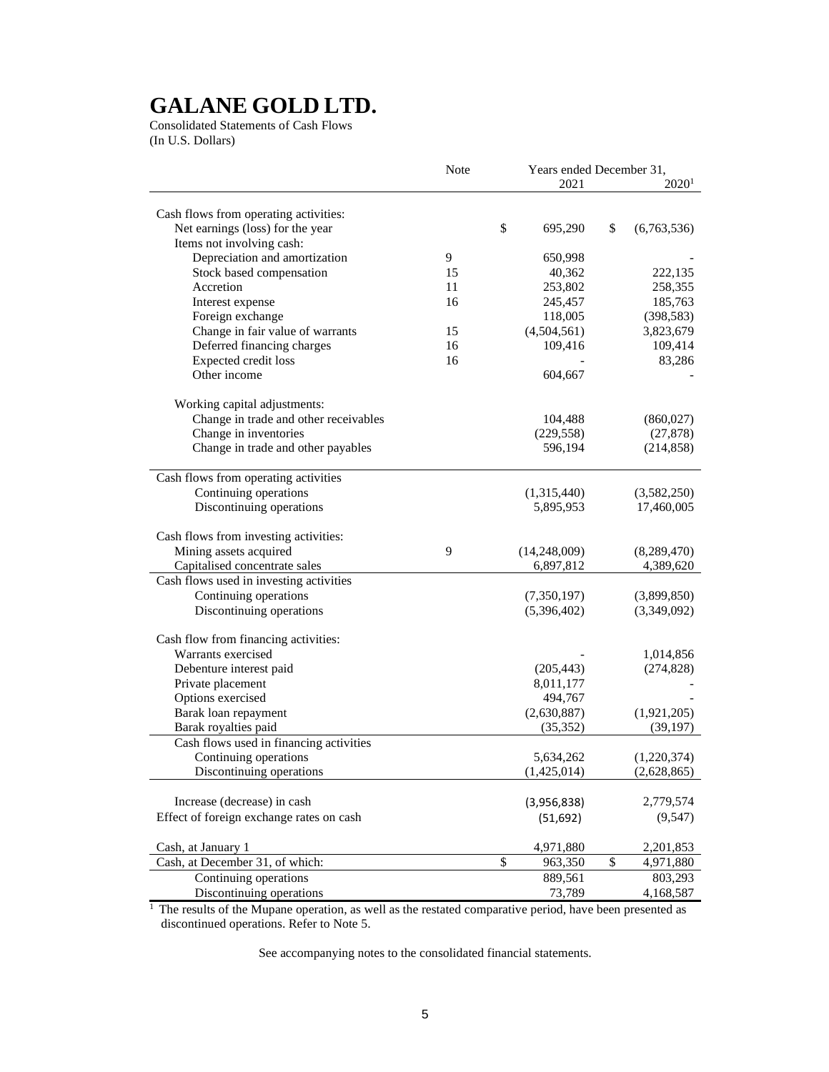# GALANE GOLD LTD.

Consolidated Statements of Cash Flows
(In U.S. Dollars)

| | Note | Years ended December 31, 2021 | 2020[1] |
|---|---|---|---|
| Cash flows from operating activities: | | | |
| Net earnings (loss) for the year | | $ 695,290 | $ (6,763,536) |
| Items not involving cash: | | | |
| Depreciation and amortization | 9 | 650,998 | - |
| Stock based compensation | 15 | 40,362 | 222,135 |
| Accretion | 11 | 253,802 | 258,355 |
| Interest expense | 16 | 245,457 | 185,763 |
| Foreign exchange | | 118,005 | (398,583) |
| Change in fair value of warrants | 15 | (4,504,561) | 3,823,679 |
| Deferred financing charges | 16 | 109,416 | 109,414 |
| Expected credit loss | 16 | - | 83,286 |
| Other income | | 604,667 | - |
| Working capital adjustments: | | | |
| Change in trade and other receivables | | 104,488 | (860,027) |
| Change in inventories | | (229,558) | (27,878) |
| Change in trade and other payables | | 596,194 | (214,858) |
| Cash flows from operating activities | | | |
| Continuing operations | | (1,315,440) | (3,582,250) |
| Discontinuing operations | | 5,895,953 | 17,460,005 |
| Cash flows from investing activities: | | | |
| Mining assets acquired | 9 | (14,248,009) | (8,289,470) |
| Capitalised concentrate sales | | 6,897,812 | 4,389,620 |
| Cash flows used in investing activities | | | |
| Continuing operations | | (7,350,197) | (3,899,850) |
| Discontinuing operations | | (5,396,402) | (3,349,092) |
| Cash flow from financing activities: | | | |
| Warrants exercised | | - | 1,014,856 |
| Debenture interest paid | | (205,443) | (274,828) |
| Private placement | | 8,011,177 | - |
| Options exercised | | 494,767 | - |
| Barak loan repayment | | (2,630,887) | (1,921,205) |
| Barak royalties paid | | (35,352) | (39,197) |
| Cash flows used in financing activities | | | |
| Continuing operations | | 5,634,262 | (1,220,374) |
| Discontinuing operations | | (1,425,014) | (2,628,865) |
| Increase (decrease) in cash | | (3,956,838) | 2,779,574 |
| Effect of foreign exchange rates on cash | | (51,692) | (9,547) |
| Cash, at January 1 | | 4,971,880 | 2,201,853 |
| Cash, at December 31, of which: | | $ 963,350 | $ 4,971,880 |
| Continuing operations | | 889,561 | 803,293 |
| Discontinuing operations | | 73,789 | 4,168,587 |

[1] The results of the Mupane operation, as well as the restated comparative period, have been presented as discontinued operations. Refer to Note 5.

See accompanying notes to the consolidated financial statements.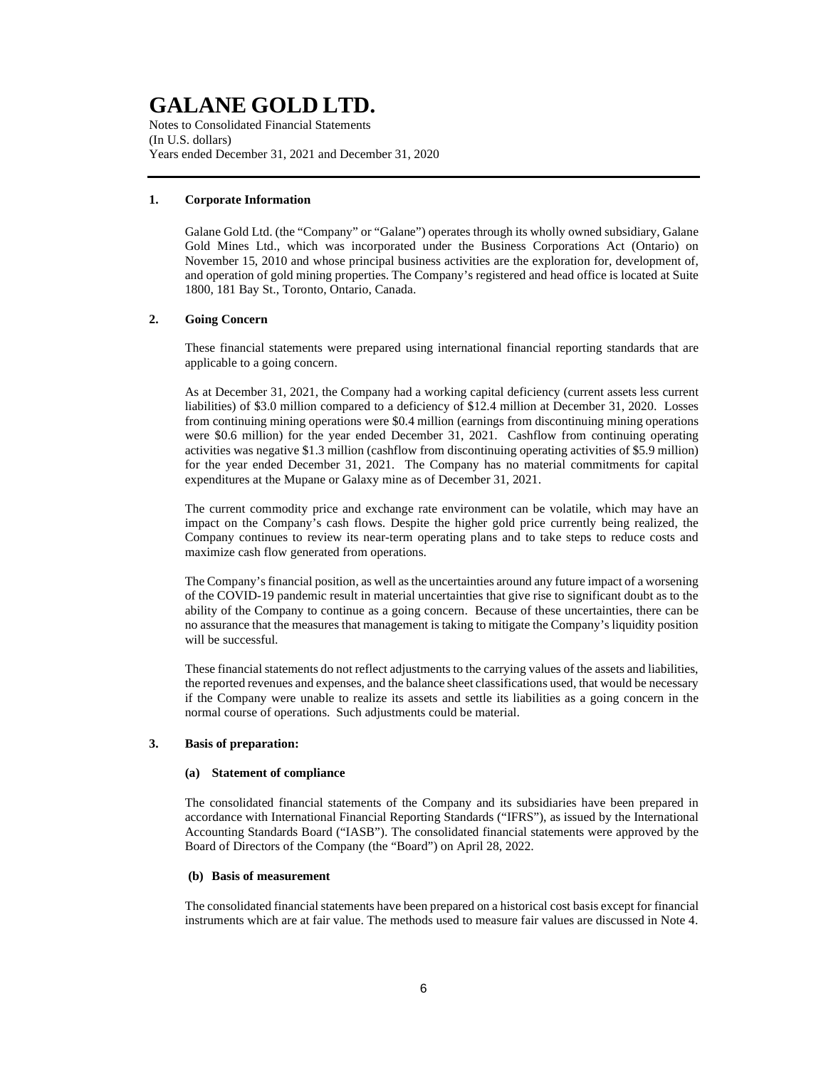# GALANE GOLD LTD.

Notes to Consolidated Financial Statements
(In U.S. dollars)
Years ended December 31, 2021 and December 31, 2020

## 1. Corporate Information

Galane Gold Ltd. (the "Company" or "Galane") operates through its wholly owned subsidiary, Galane Gold Mines Ltd., which was incorporated under the Business Corporations Act (Ontario) on November 15, 2010 and whose principal business activities are the exploration for, development of, and operation of gold mining properties. The Company's registered and head office is located at Suite 1800, 181 Bay St., Toronto, Ontario, Canada.

## 2. Going Concern

These financial statements were prepared using international financial reporting standards that are applicable to a going concern.

As at December 31, 2021, the Company had a working capital deficiency (current assets less current liabilities) of $3.0 million compared to a deficiency of $12.4 million at December 31, 2020. Losses from continuing mining operations were $0.4 million (earnings from discontinuing mining operations were $0.6 million) for the year ended December 31, 2021. Cashflow from continuing operating activities was negative $1.3 million (cashflow from discontinuing operating activities of $5.9 million) for the year ended December 31, 2021. The Company has no material commitments for capital expenditures at the Mupane or Galaxy mine as of December 31, 2021.

The current commodity price and exchange rate environment can be volatile, which may have an impact on the Company's cash flows. Despite the higher gold price currently being realized, the Company continues to review its near-term operating plans and to take steps to reduce costs and maximize cash flow generated from operations.

The Company's financial position, as well as the uncertainties around any future impact of a worsening of the COVID-19 pandemic result in material uncertainties that give rise to significant doubt as to the ability of the Company to continue as a going concern. Because of these uncertainties, there can be no assurance that the measures that management is taking to mitigate the Company's liquidity position will be successful.

These financial statements do not reflect adjustments to the carrying values of the assets and liabilities, the reported revenues and expenses, and the balance sheet classifications used, that would be necessary if the Company were unable to realize its assets and settle its liabilities as a going concern in the normal course of operations. Such adjustments could be material.

## 3. Basis of preparation:

### (a) Statement of compliance

The consolidated financial statements of the Company and its subsidiaries have been prepared in accordance with International Financial Reporting Standards ("IFRS"), as issued by the International Accounting Standards Board ("IASB"). The consolidated financial statements were approved by the Board of Directors of the Company (the "Board") on April 28, 2022.

### (b) Basis of measurement

The consolidated financial statements have been prepared on a historical cost basis except for financial instruments which are at fair value. The methods used to measure fair values are discussed in Note 4.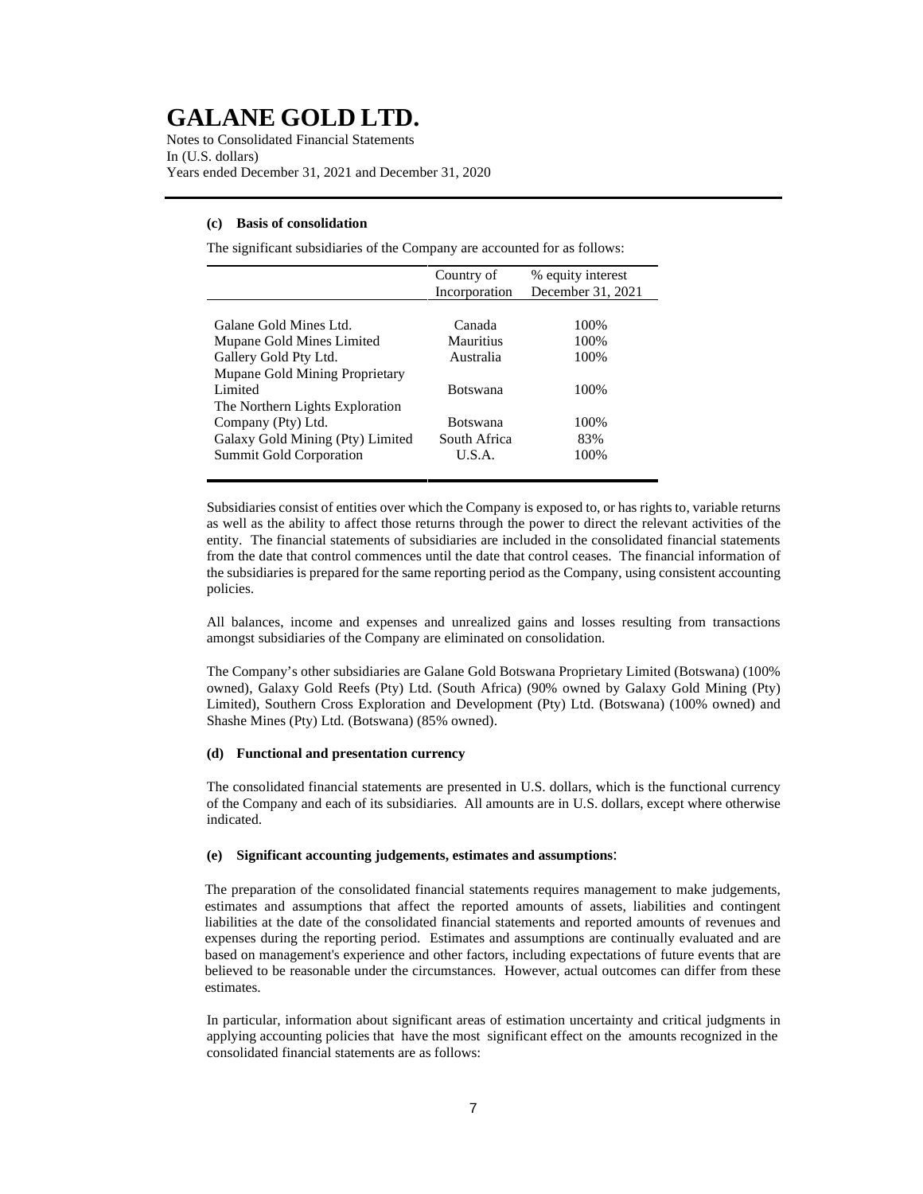#### (c) Basis of consolidation

The significant subsidiaries of the Company are accounted for as follows:

| | Country of Incorporation | % equity interest December 31, 2021 |
|---|---|---|
| Galane Gold Mines Ltd. | Canada | 100% |
| Mupane Gold Mines Limited | Mauritius | 100% |
| Gallery Gold Pty Ltd. | Australia | 100% |
| Mupane Gold Mining Proprietary Limited | Botswana | 100% |
| The Northern Lights Exploration Company (Pty) Ltd. | Botswana | 100% |
| Galaxy Gold Mining (Pty) Limited | South Africa | 83% |
| Summit Gold Corporation | U.S.A. | 100% |

Subsidiaries consist of entities over which the Company is exposed to, or has rights to, variable returns as well as the ability to affect those returns through the power to direct the relevant activities of the entity. The financial statements of subsidiaries are included in the consolidated financial statements from the date that control commences until the date that control ceases. The financial information of the subsidiaries is prepared for the same reporting period as the Company, using consistent accounting policies.

All balances, income and expenses and unrealized gains and losses resulting from transactions amongst subsidiaries of the Company are eliminated on consolidation.

The Company's other subsidiaries are Galane Gold Botswana Proprietary Limited (Botswana) (100% owned), Galaxy Gold Reefs (Pty) Ltd. (South Africa) (90% owned by Galaxy Gold Mining (Pty) Limited), Southern Cross Exploration and Development (Pty) Ltd. (Botswana) (100% owned) and Shashe Mines (Pty) Ltd. (Botswana) (85% owned).

#### (d) Functional and presentation currency

The consolidated financial statements are presented in U.S. dollars, which is the functional currency of the Company and each of its subsidiaries. All amounts are in U.S. dollars, except where otherwise indicated.

#### (e) Significant accounting judgements, estimates and assumptions:

The preparation of the consolidated financial statements requires management to make judgements, estimates and assumptions that affect the reported amounts of assets, liabilities and contingent liabilities at the date of the consolidated financial statements and reported amounts of revenues and expenses during the reporting period. Estimates and assumptions are continually evaluated and are based on management's experience and other factors, including expectations of future events that are believed to be reasonable under the circumstances. However, actual outcomes can differ from these estimates.

In particular, information about significant areas of estimation uncertainty and critical judgments in applying accounting policies that have the most significant effect on the amounts recognized in the consolidated financial statements are as follows: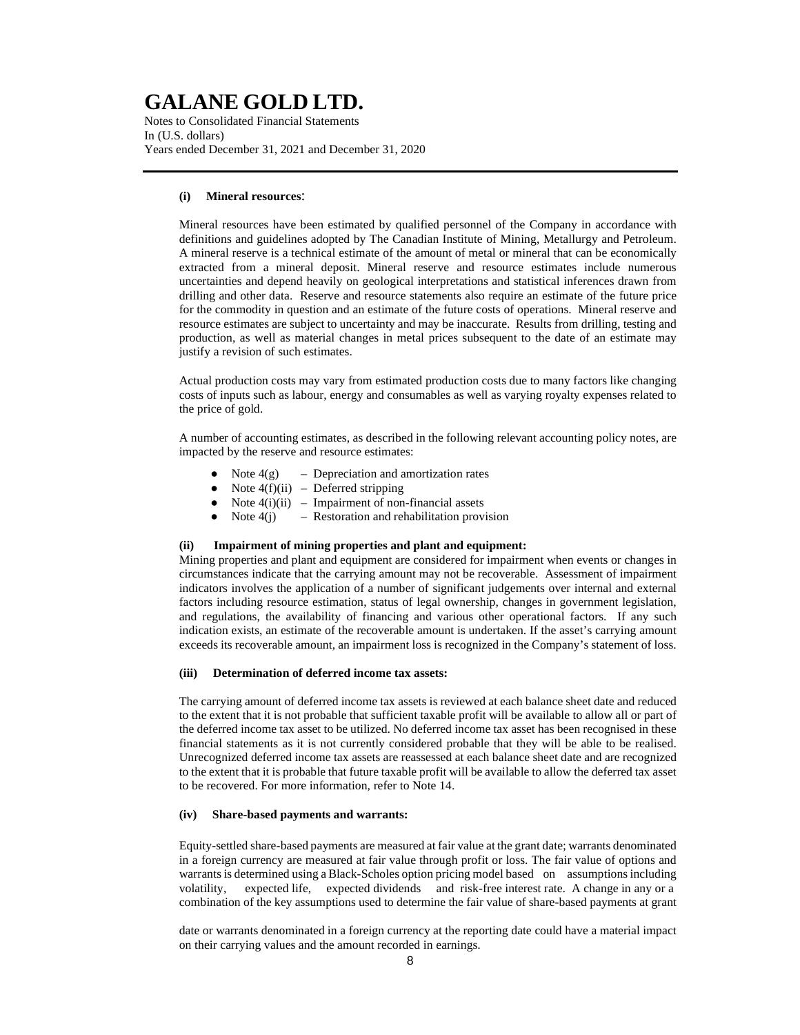**(i) Mineral resources**:

Mineral resources have been estimated by qualified personnel of the Company in accordance with definitions and guidelines adopted by The Canadian Institute of Mining, Metallurgy and Petroleum. A mineral reserve is a technical estimate of the amount of metal or mineral that can be economically extracted from a mineral deposit. Mineral reserve and resource estimates include numerous uncertainties and depend heavily on geological interpretations and statistical inferences drawn from drilling and other data. Reserve and resource statements also require an estimate of the future price for the commodity in question and an estimate of the future costs of operations. Mineral reserve and resource estimates are subject to uncertainty and may be inaccurate. Results from drilling, testing and production, as well as material changes in metal prices subsequent to the date of an estimate may justify a revision of such estimates.

Actual production costs may vary from estimated production costs due to many factors like changing costs of inputs such as labour, energy and consumables as well as varying royalty expenses related to the price of gold.

A number of accounting estimates, as described in the following relevant accounting policy notes, are impacted by the reserve and resource estimates:

- Note 4(g) – Depreciation and amortization rates
- Note 4(f)(ii) – Deferred stripping
- Note 4(i)(ii) – Impairment of non-financial assets
- Note 4(j) – Restoration and rehabilitation provision

**(ii) Impairment of mining properties and plant and equipment:**

Mining properties and plant and equipment are considered for impairment when events or changes in circumstances indicate that the carrying amount may not be recoverable. Assessment of impairment indicators involves the application of a number of significant judgements over internal and external factors including resource estimation, status of legal ownership, changes in government legislation, and regulations, the availability of financing and various other operational factors. If any such indication exists, an estimate of the recoverable amount is undertaken. If the asset's carrying amount exceeds its recoverable amount, an impairment loss is recognized in the Company's statement of loss.

**(iii) Determination of deferred income tax assets:**

The carrying amount of deferred income tax assets is reviewed at each balance sheet date and reduced to the extent that it is not probable that sufficient taxable profit will be available to allow all or part of the deferred income tax asset to be utilized. No deferred income tax asset has been recognised in these financial statements as it is not currently considered probable that they will be able to be realised. Unrecognized deferred income tax assets are reassessed at each balance sheet date and are recognized to the extent that it is probable that future taxable profit will be available to allow the deferred tax asset to be recovered. For more information, refer to Note 14.

**(iv) Share-based payments and warrants:**

Equity-settled share-based payments are measured at fair value at the grant date; warrants denominated in a foreign currency are measured at fair value through profit or loss. The fair value of options and warrants is determined using a Black-Scholes option pricing model based on assumptions including volatility, expected life, expected dividends and risk-free interest rate. A change in any or a combination of the key assumptions used to determine the fair value of share-based payments at grant date or warrants denominated in a foreign currency at the reporting date could have a material impact on their carrying values and the amount recorded in earnings.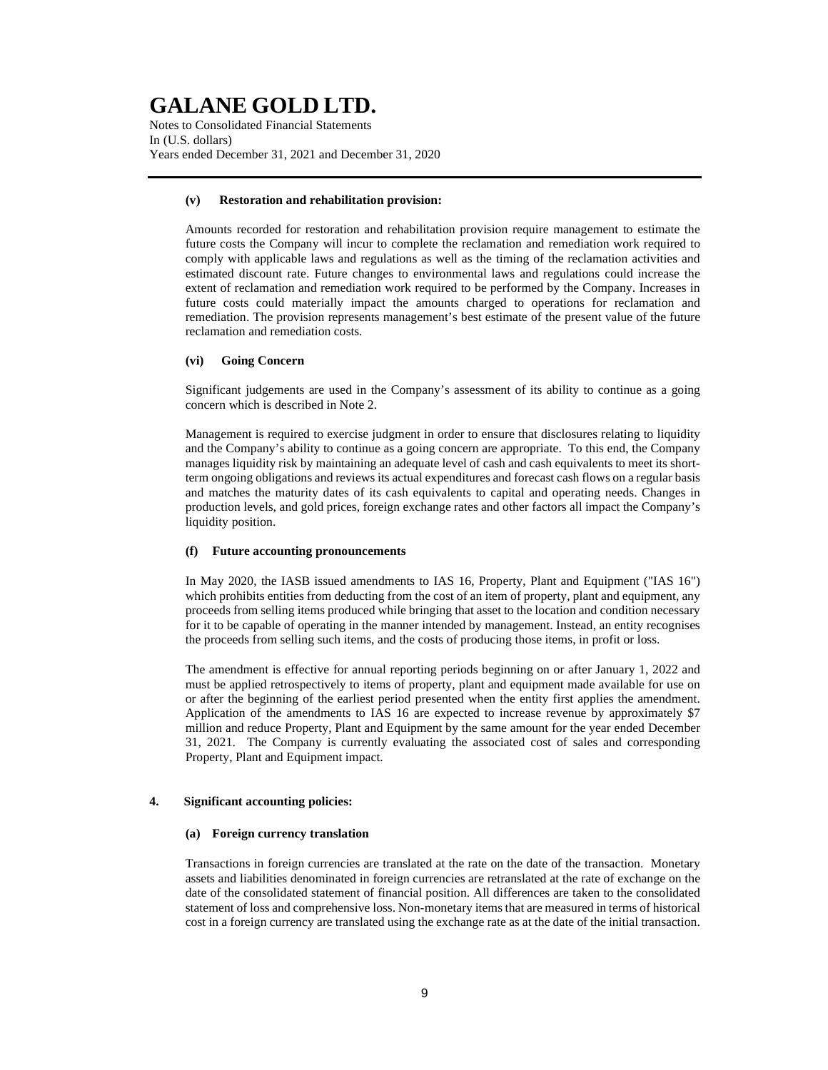**(v) Restoration and rehabilitation provision:**

Amounts recorded for restoration and rehabilitation provision require management to estimate the future costs the Company will incur to complete the reclamation and remediation work required to comply with applicable laws and regulations as well as the timing of the reclamation activities and estimated discount rate. Future changes to environmental laws and regulations could increase the extent of reclamation and remediation work required to be performed by the Company. Increases in future costs could materially impact the amounts charged to operations for reclamation and remediation. The provision represents management's best estimate of the present value of the future reclamation and remediation costs.

**(vi) Going Concern**

Significant judgements are used in the Company's assessment of its ability to continue as a going concern which is described in Note 2.

Management is required to exercise judgment in order to ensure that disclosures relating to liquidity and the Company's ability to continue as a going concern are appropriate. To this end, the Company manages liquidity risk by maintaining an adequate level of cash and cash equivalents to meet its short-term ongoing obligations and reviews its actual expenditures and forecast cash flows on a regular basis and matches the maturity dates of its cash equivalents to capital and operating needs. Changes in production levels, and gold prices, foreign exchange rates and other factors all impact the Company's liquidity position.

**(f) Future accounting pronouncements**

In May 2020, the IASB issued amendments to IAS 16, Property, Plant and Equipment ("IAS 16") which prohibits entities from deducting from the cost of an item of property, plant and equipment, any proceeds from selling items produced while bringing that asset to the location and condition necessary for it to be capable of operating in the manner intended by management. Instead, an entity recognises the proceeds from selling such items, and the costs of producing those items, in profit or loss.

The amendment is effective for annual reporting periods beginning on or after January 1, 2022 and must be applied retrospectively to items of property, plant and equipment made available for use on or after the beginning of the earliest period presented when the entity first applies the amendment. Application of the amendments to IAS 16 are expected to increase revenue by approximately $7 million and reduce Property, Plant and Equipment by the same amount for the year ended December 31, 2021. The Company is currently evaluating the associated cost of sales and corresponding Property, Plant and Equipment impact.

## 4. Significant accounting policies:

**(a) Foreign currency translation**

Transactions in foreign currencies are translated at the rate on the date of the transaction. Monetary assets and liabilities denominated in foreign currencies are retranslated at the rate of exchange on the date of the consolidated statement of financial position. All differences are taken to the consolidated statement of loss and comprehensive loss. Non-monetary items that are measured in terms of historical cost in a foreign currency are translated using the exchange rate as at the date of the initial transaction.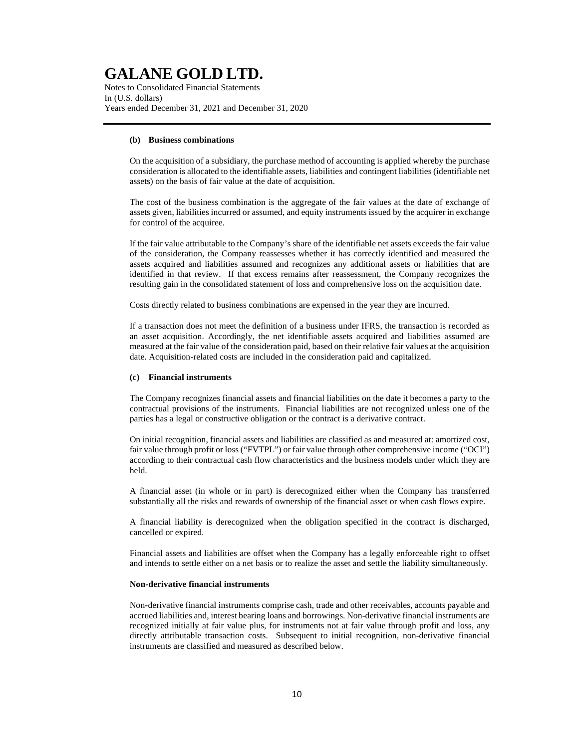### (b) Business combinations

On the acquisition of a subsidiary, the purchase method of accounting is applied whereby the purchase consideration is allocated to the identifiable assets, liabilities and contingent liabilities (identifiable net assets) on the basis of fair value at the date of acquisition.

The cost of the business combination is the aggregate of the fair values at the date of exchange of assets given, liabilities incurred or assumed, and equity instruments issued by the acquirer in exchange for control of the acquiree.

If the fair value attributable to the Company's share of the identifiable net assets exceeds the fair value of the consideration, the Company reassesses whether it has correctly identified and measured the assets acquired and liabilities assumed and recognizes any additional assets or liabilities that are identified in that review. If that excess remains after reassessment, the Company recognizes the resulting gain in the consolidated statement of loss and comprehensive loss on the acquisition date.

Costs directly related to business combinations are expensed in the year they are incurred.

If a transaction does not meet the definition of a business under IFRS, the transaction is recorded as an asset acquisition. Accordingly, the net identifiable assets acquired and liabilities assumed are measured at the fair value of the consideration paid, based on their relative fair values at the acquisition date. Acquisition-related costs are included in the consideration paid and capitalized.

### (c) Financial instruments

The Company recognizes financial assets and financial liabilities on the date it becomes a party to the contractual provisions of the instruments. Financial liabilities are not recognized unless one of the parties has a legal or constructive obligation or the contract is a derivative contract.

On initial recognition, financial assets and liabilities are classified as and measured at: amortized cost, fair value through profit or loss ("FVTPL") or fair value through other comprehensive income ("OCI") according to their contractual cash flow characteristics and the business models under which they are held.

A financial asset (in whole or in part) is derecognized either when the Company has transferred substantially all the risks and rewards of ownership of the financial asset or when cash flows expire.

A financial liability is derecognized when the obligation specified in the contract is discharged, cancelled or expired.

Financial assets and liabilities are offset when the Company has a legally enforceable right to offset and intends to settle either on a net basis or to realize the asset and settle the liability simultaneously.

#### Non-derivative financial instruments

Non-derivative financial instruments comprise cash, trade and other receivables, accounts payable and accrued liabilities and, interest bearing loans and borrowings. Non-derivative financial instruments are recognized initially at fair value plus, for instruments not at fair value through profit and loss, any directly attributable transaction costs. Subsequent to initial recognition, non-derivative financial instruments are classified and measured as described below.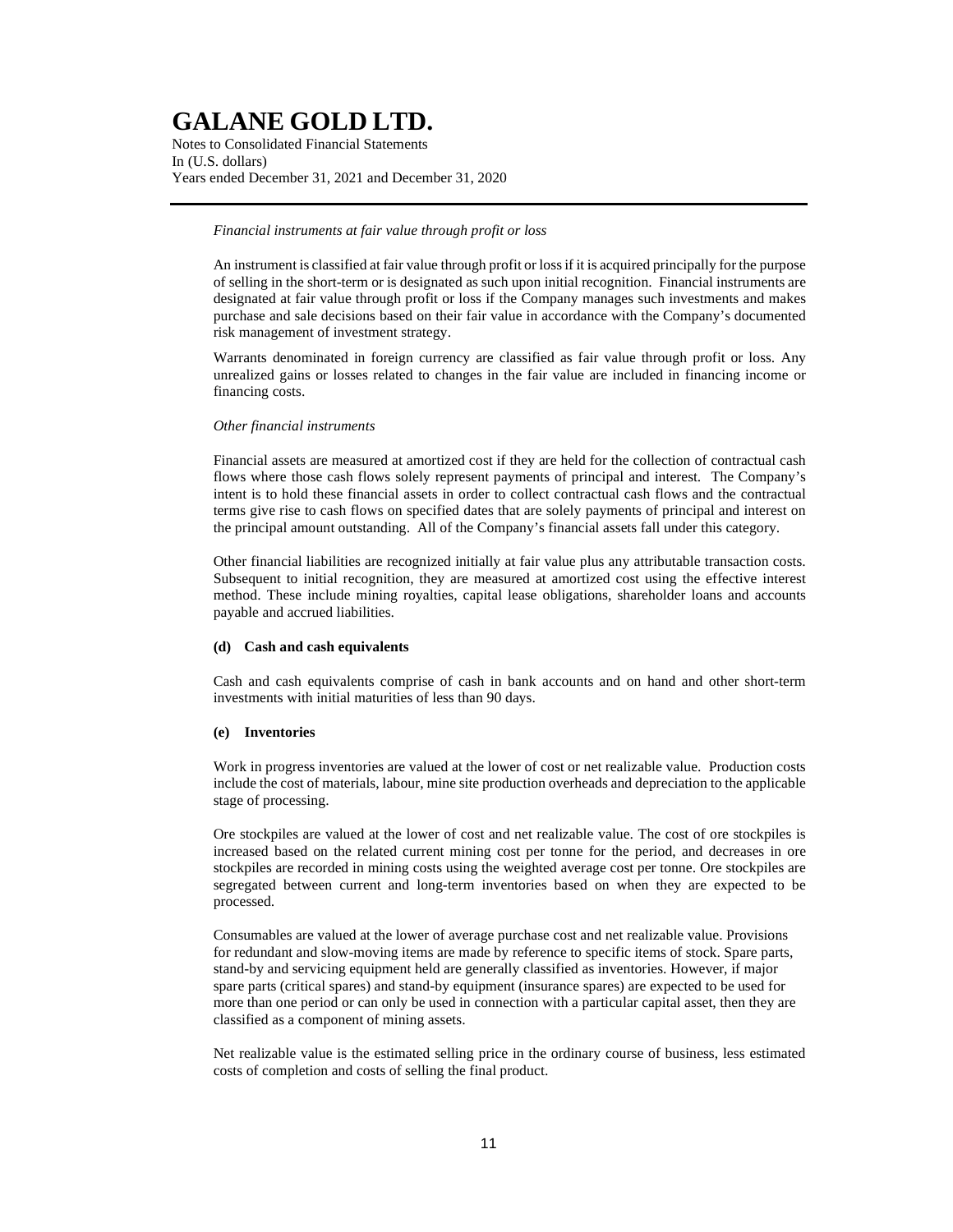*Financial instruments at fair value through profit or loss*

An instrument is classified at fair value through profit or loss if it is acquired principally for the purpose of selling in the short-term or is designated as such upon initial recognition. Financial instruments are designated at fair value through profit or loss if the Company manages such investments and makes purchase and sale decisions based on their fair value in accordance with the Company's documented risk management of investment strategy.

Warrants denominated in foreign currency are classified as fair value through profit or loss. Any unrealized gains or losses related to changes in the fair value are included in financing income or financing costs.

*Other financial instruments*

Financial assets are measured at amortized cost if they are held for the collection of contractual cash flows where those cash flows solely represent payments of principal and interest. The Company's intent is to hold these financial assets in order to collect contractual cash flows and the contractual terms give rise to cash flows on specified dates that are solely payments of principal and interest on the principal amount outstanding. All of the Company's financial assets fall under this category.

Other financial liabilities are recognized initially at fair value plus any attributable transaction costs. Subsequent to initial recognition, they are measured at amortized cost using the effective interest method. These include mining royalties, capital lease obligations, shareholder loans and accounts payable and accrued liabilities.

**(d) Cash and cash equivalents**

Cash and cash equivalents comprise of cash in bank accounts and on hand and other short-term investments with initial maturities of less than 90 days.

**(e) Inventories**

Work in progress inventories are valued at the lower of cost or net realizable value. Production costs include the cost of materials, labour, mine site production overheads and depreciation to the applicable stage of processing.

Ore stockpiles are valued at the lower of cost and net realizable value. The cost of ore stockpiles is increased based on the related current mining cost per tonne for the period, and decreases in ore stockpiles are recorded in mining costs using the weighted average cost per tonne. Ore stockpiles are segregated between current and long-term inventories based on when they are expected to be processed.

Consumables are valued at the lower of average purchase cost and net realizable value. Provisions for redundant and slow-moving items are made by reference to specific items of stock. Spare parts, stand-by and servicing equipment held are generally classified as inventories. However, if major spare parts (critical spares) and stand-by equipment (insurance spares) are expected to be used for more than one period or can only be used in connection with a particular capital asset, then they are classified as a component of mining assets.

Net realizable value is the estimated selling price in the ordinary course of business, less estimated costs of completion and costs of selling the final product.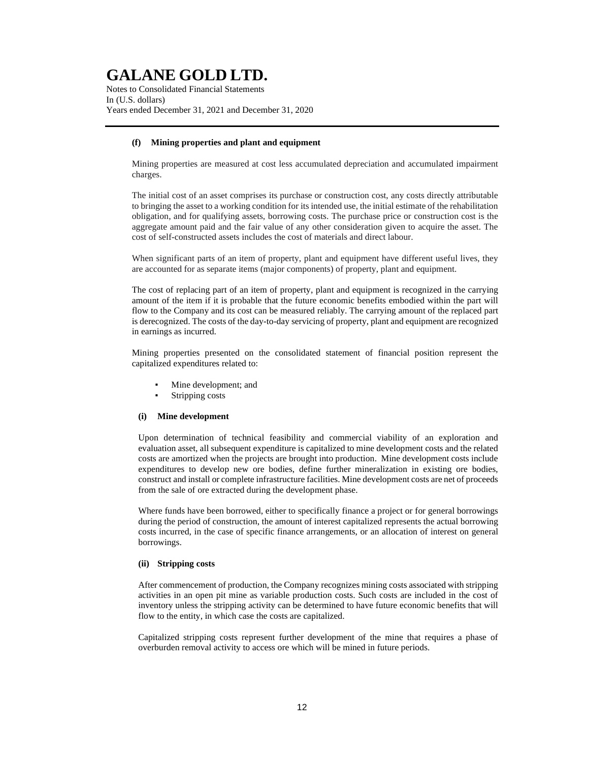#### (f) Mining properties and plant and equipment

Mining properties are measured at cost less accumulated depreciation and accumulated impairment charges.

The initial cost of an asset comprises its purchase or construction cost, any costs directly attributable to bringing the asset to a working condition for its intended use, the initial estimate of the rehabilitation obligation, and for qualifying assets, borrowing costs. The purchase price or construction cost is the aggregate amount paid and the fair value of any other consideration given to acquire the asset. The cost of self-constructed assets includes the cost of materials and direct labour.

When significant parts of an item of property, plant and equipment have different useful lives, they are accounted for as separate items (major components) of property, plant and equipment.

The cost of replacing part of an item of property, plant and equipment is recognized in the carrying amount of the item if it is probable that the future economic benefits embodied within the part will flow to the Company and its cost can be measured reliably. The carrying amount of the replaced part is derecognized. The costs of the day-to-day servicing of property, plant and equipment are recognized in earnings as incurred.

Mining properties presented on the consolidated statement of financial position represent the capitalized expenditures related to:

- Mine development; and
- Stripping costs

##### (i) Mine development

Upon determination of technical feasibility and commercial viability of an exploration and evaluation asset, all subsequent expenditure is capitalized to mine development costs and the related costs are amortized when the projects are brought into production. Mine development costs include expenditures to develop new ore bodies, define further mineralization in existing ore bodies, construct and install or complete infrastructure facilities. Mine development costs are net of proceeds from the sale of ore extracted during the development phase.

Where funds have been borrowed, either to specifically finance a project or for general borrowings during the period of construction, the amount of interest capitalized represents the actual borrowing costs incurred, in the case of specific finance arrangements, or an allocation of interest on general borrowings.

##### (ii) Stripping costs

After commencement of production, the Company recognizes mining costs associated with stripping activities in an open pit mine as variable production costs. Such costs are included in the cost of inventory unless the stripping activity can be determined to have future economic benefits that will flow to the entity, in which case the costs are capitalized.

Capitalized stripping costs represent further development of the mine that requires a phase of overburden removal activity to access ore which will be mined in future periods.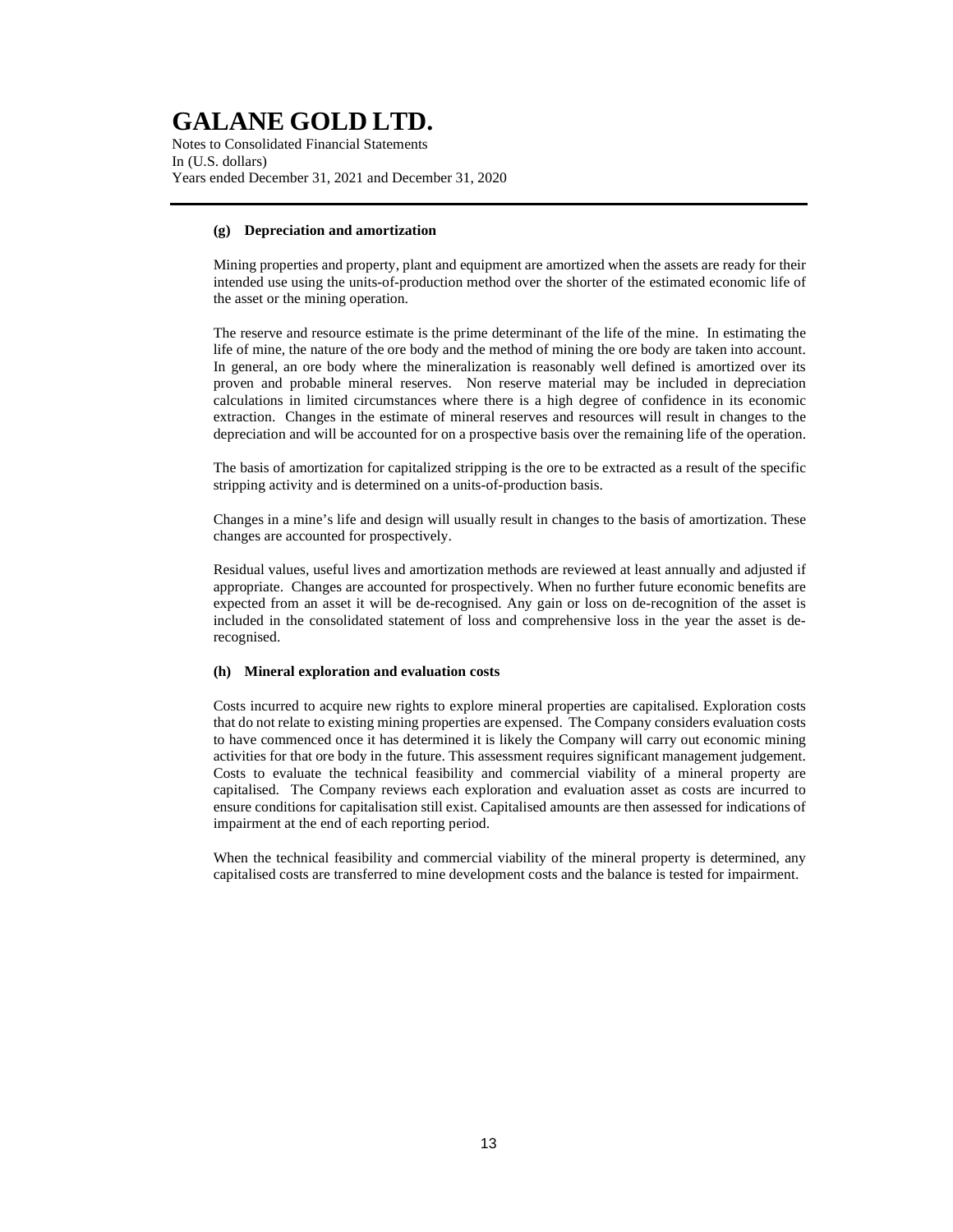#### (g) Depreciation and amortization

Mining properties and property, plant and equipment are amortized when the assets are ready for their intended use using the units-of-production method over the shorter of the estimated economic life of the asset or the mining operation.

The reserve and resource estimate is the prime determinant of the life of the mine. In estimating the life of mine, the nature of the ore body and the method of mining the ore body are taken into account. In general, an ore body where the mineralization is reasonably well defined is amortized over its proven and probable mineral reserves. Non reserve material may be included in depreciation calculations in limited circumstances where there is a high degree of confidence in its economic extraction. Changes in the estimate of mineral reserves and resources will result in changes to the depreciation and will be accounted for on a prospective basis over the remaining life of the operation.

The basis of amortization for capitalized stripping is the ore to be extracted as a result of the specific stripping activity and is determined on a units-of-production basis.

Changes in a mine's life and design will usually result in changes to the basis of amortization. These changes are accounted for prospectively.

Residual values, useful lives and amortization methods are reviewed at least annually and adjusted if appropriate. Changes are accounted for prospectively. When no further future economic benefits are expected from an asset it will be de-recognised. Any gain or loss on de-recognition of the asset is included in the consolidated statement of loss and comprehensive loss in the year the asset is de-recognised.

#### (h) Mineral exploration and evaluation costs

Costs incurred to acquire new rights to explore mineral properties are capitalised. Exploration costs that do not relate to existing mining properties are expensed. The Company considers evaluation costs to have commenced once it has determined it is likely the Company will carry out economic mining activities for that ore body in the future. This assessment requires significant management judgement. Costs to evaluate the technical feasibility and commercial viability of a mineral property are capitalised. The Company reviews each exploration and evaluation asset as costs are incurred to ensure conditions for capitalisation still exist. Capitalised amounts are then assessed for indications of impairment at the end of each reporting period.

When the technical feasibility and commercial viability of the mineral property is determined, any capitalised costs are transferred to mine development costs and the balance is tested for impairment.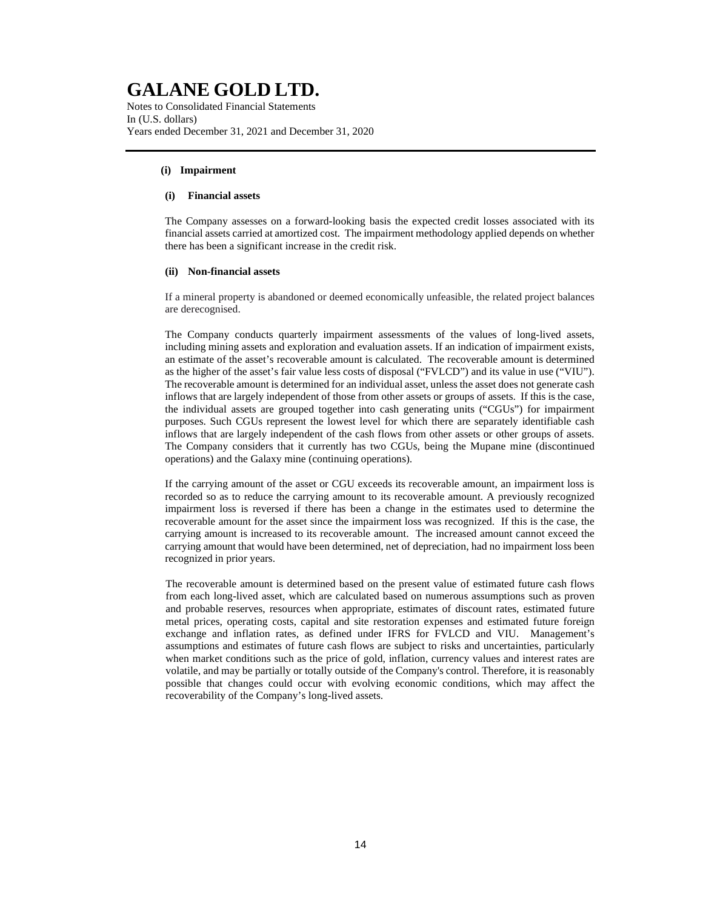### (i) Impairment

#### (i) Financial assets

The Company assesses on a forward-looking basis the expected credit losses associated with its financial assets carried at amortized cost. The impairment methodology applied depends on whether there has been a significant increase in the credit risk.

#### (ii) Non-financial assets

If a mineral property is abandoned or deemed economically unfeasible, the related project balances are derecognised.

The Company conducts quarterly impairment assessments of the values of long-lived assets, including mining assets and exploration and evaluation assets. If an indication of impairment exists, an estimate of the asset's recoverable amount is calculated. The recoverable amount is determined as the higher of the asset's fair value less costs of disposal ("FVLCD") and its value in use ("VIU"). The recoverable amount is determined for an individual asset, unless the asset does not generate cash inflows that are largely independent of those from other assets or groups of assets. If this is the case, the individual assets are grouped together into cash generating units ("CGUs") for impairment purposes. Such CGUs represent the lowest level for which there are separately identifiable cash inflows that are largely independent of the cash flows from other assets or other groups of assets. The Company considers that it currently has two CGUs, being the Mupane mine (discontinued operations) and the Galaxy mine (continuing operations).

If the carrying amount of the asset or CGU exceeds its recoverable amount, an impairment loss is recorded so as to reduce the carrying amount to its recoverable amount. A previously recognized impairment loss is reversed if there has been a change in the estimates used to determine the recoverable amount for the asset since the impairment loss was recognized. If this is the case, the carrying amount is increased to its recoverable amount. The increased amount cannot exceed the carrying amount that would have been determined, net of depreciation, had no impairment loss been recognized in prior years.

The recoverable amount is determined based on the present value of estimated future cash flows from each long-lived asset, which are calculated based on numerous assumptions such as proven and probable reserves, resources when appropriate, estimates of discount rates, estimated future metal prices, operating costs, capital and site restoration expenses and estimated future foreign exchange and inflation rates, as defined under IFRS for FVLCD and VIU. Management's assumptions and estimates of future cash flows are subject to risks and uncertainties, particularly when market conditions such as the price of gold, inflation, currency values and interest rates are volatile, and may be partially or totally outside of the Company's control. Therefore, it is reasonably possible that changes could occur with evolving economic conditions, which may affect the recoverability of the Company's long-lived assets.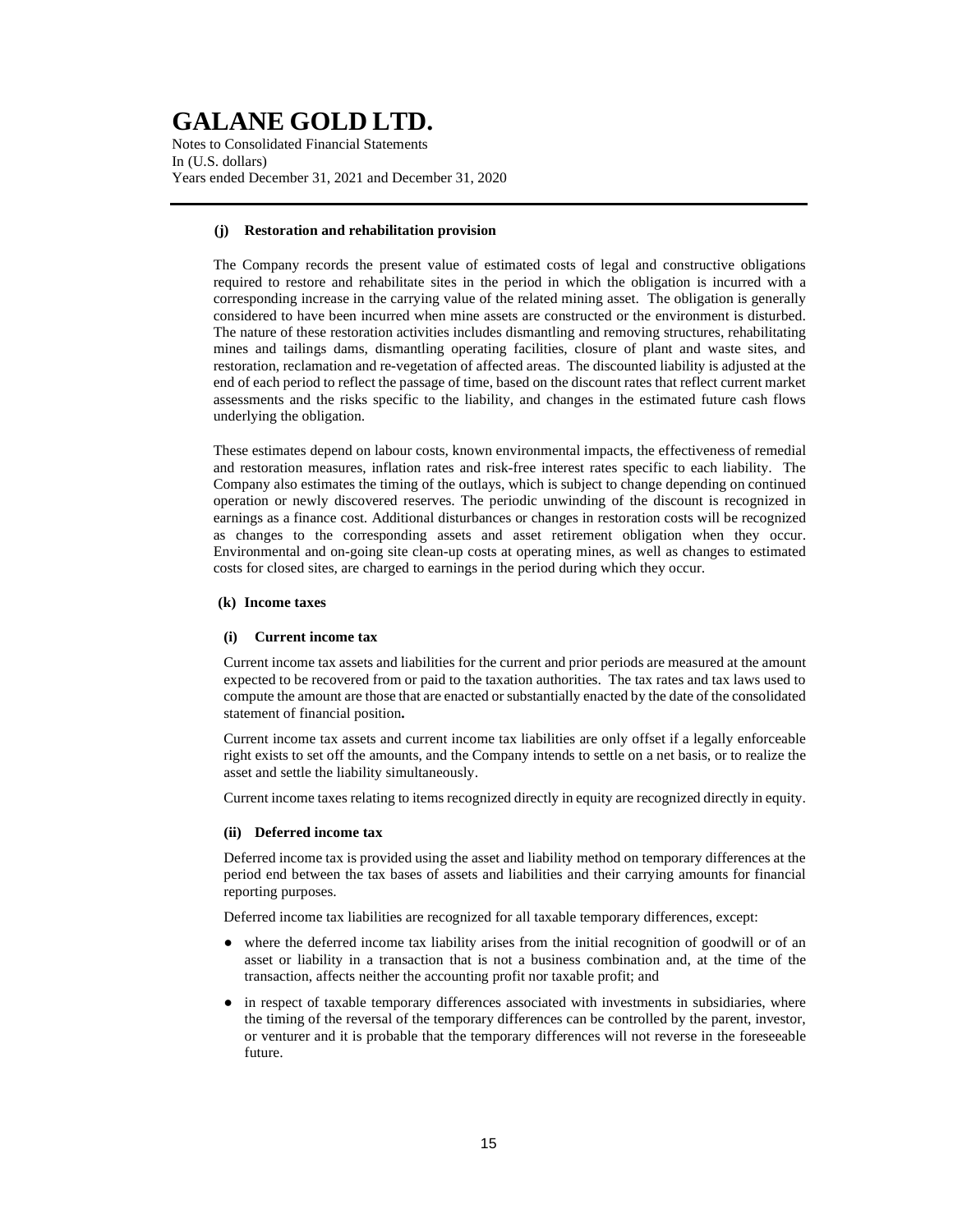**(j) Restoration and rehabilitation provision**

The Company records the present value of estimated costs of legal and constructive obligations required to restore and rehabilitate sites in the period in which the obligation is incurred with a corresponding increase in the carrying value of the related mining asset. The obligation is generally considered to have been incurred when mine assets are constructed or the environment is disturbed. The nature of these restoration activities includes dismantling and removing structures, rehabilitating mines and tailings dams, dismantling operating facilities, closure of plant and waste sites, and restoration, reclamation and re-vegetation of affected areas. The discounted liability is adjusted at the end of each period to reflect the passage of time, based on the discount rates that reflect current market assessments and the risks specific to the liability, and changes in the estimated future cash flows underlying the obligation.

These estimates depend on labour costs, known environmental impacts, the effectiveness of remedial and restoration measures, inflation rates and risk-free interest rates specific to each liability. The Company also estimates the timing of the outlays, which is subject to change depending on continued operation or newly discovered reserves. The periodic unwinding of the discount is recognized in earnings as a finance cost. Additional disturbances or changes in restoration costs will be recognized as changes to the corresponding assets and asset retirement obligation when they occur. Environmental and on-going site clean-up costs at operating mines, as well as changes to estimated costs for closed sites, are charged to earnings in the period during which they occur.

**(k) Income taxes**

**(i) Current income tax**

Current income tax assets and liabilities for the current and prior periods are measured at the amount expected to be recovered from or paid to the taxation authorities. The tax rates and tax laws used to compute the amount are those that are enacted or substantially enacted by the date of the consolidated statement of financial position**.**

Current income tax assets and current income tax liabilities are only offset if a legally enforceable right exists to set off the amounts, and the Company intends to settle on a net basis, or to realize the asset and settle the liability simultaneously.

Current income taxes relating to items recognized directly in equity are recognized directly in equity.

**(ii) Deferred income tax**

Deferred income tax is provided using the asset and liability method on temporary differences at the period end between the tax bases of assets and liabilities and their carrying amounts for financial reporting purposes.

Deferred income tax liabilities are recognized for all taxable temporary differences, except:

- where the deferred income tax liability arises from the initial recognition of goodwill or of an asset or liability in a transaction that is not a business combination and, at the time of the transaction, affects neither the accounting profit nor taxable profit; and
- in respect of taxable temporary differences associated with investments in subsidiaries, where the timing of the reversal of the temporary differences can be controlled by the parent, investor, or venturer and it is probable that the temporary differences will not reverse in the foreseeable future.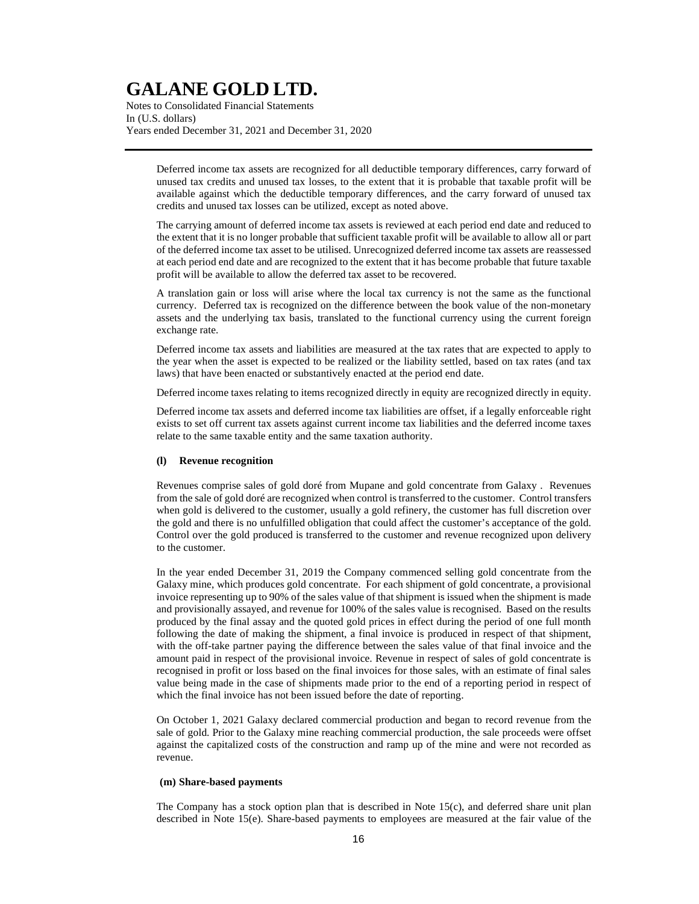Deferred income tax assets are recognized for all deductible temporary differences, carry forward of unused tax credits and unused tax losses, to the extent that it is probable that taxable profit will be available against which the deductible temporary differences, and the carry forward of unused tax credits and unused tax losses can be utilized, except as noted above.

The carrying amount of deferred income tax assets is reviewed at each period end date and reduced to the extent that it is no longer probable that sufficient taxable profit will be available to allow all or part of the deferred income tax asset to be utilised. Unrecognized deferred income tax assets are reassessed at each period end date and are recognized to the extent that it has become probable that future taxable profit will be available to allow the deferred tax asset to be recovered.

A translation gain or loss will arise where the local tax currency is not the same as the functional currency. Deferred tax is recognized on the difference between the book value of the non-monetary assets and the underlying tax basis, translated to the functional currency using the current foreign exchange rate.

Deferred income tax assets and liabilities are measured at the tax rates that are expected to apply to the year when the asset is expected to be realized or the liability settled, based on tax rates (and tax laws) that have been enacted or substantively enacted at the period end date.

Deferred income taxes relating to items recognized directly in equity are recognized directly in equity.

Deferred income tax assets and deferred income tax liabilities are offset, if a legally enforceable right exists to set off current tax assets against current income tax liabilities and the deferred income taxes relate to the same taxable entity and the same taxation authority.

**(l) Revenue recognition**

Revenues comprise sales of gold doré from Mupane and gold concentrate from Galaxy . Revenues from the sale of gold doré are recognized when control is transferred to the customer. Control transfers when gold is delivered to the customer, usually a gold refinery, the customer has full discretion over the gold and there is no unfulfilled obligation that could affect the customer's acceptance of the gold. Control over the gold produced is transferred to the customer and revenue recognized upon delivery to the customer.

In the year ended December 31, 2019 the Company commenced selling gold concentrate from the Galaxy mine, which produces gold concentrate. For each shipment of gold concentrate, a provisional invoice representing up to 90% of the sales value of that shipment is issued when the shipment is made and provisionally assayed, and revenue for 100% of the sales value is recognised. Based on the results produced by the final assay and the quoted gold prices in effect during the period of one full month following the date of making the shipment, a final invoice is produced in respect of that shipment, with the off-take partner paying the difference between the sales value of that final invoice and the amount paid in respect of the provisional invoice. Revenue in respect of sales of gold concentrate is recognised in profit or loss based on the final invoices for those sales, with an estimate of final sales value being made in the case of shipments made prior to the end of a reporting period in respect of which the final invoice has not been issued before the date of reporting.

On October 1, 2021 Galaxy declared commercial production and began to record revenue from the sale of gold. Prior to the Galaxy mine reaching commercial production, the sale proceeds were offset against the capitalized costs of the construction and ramp up of the mine and were not recorded as revenue.

**(m) Share-based payments**

The Company has a stock option plan that is described in Note 15(c), and deferred share unit plan described in Note 15(e). Share-based payments to employees are measured at the fair value of the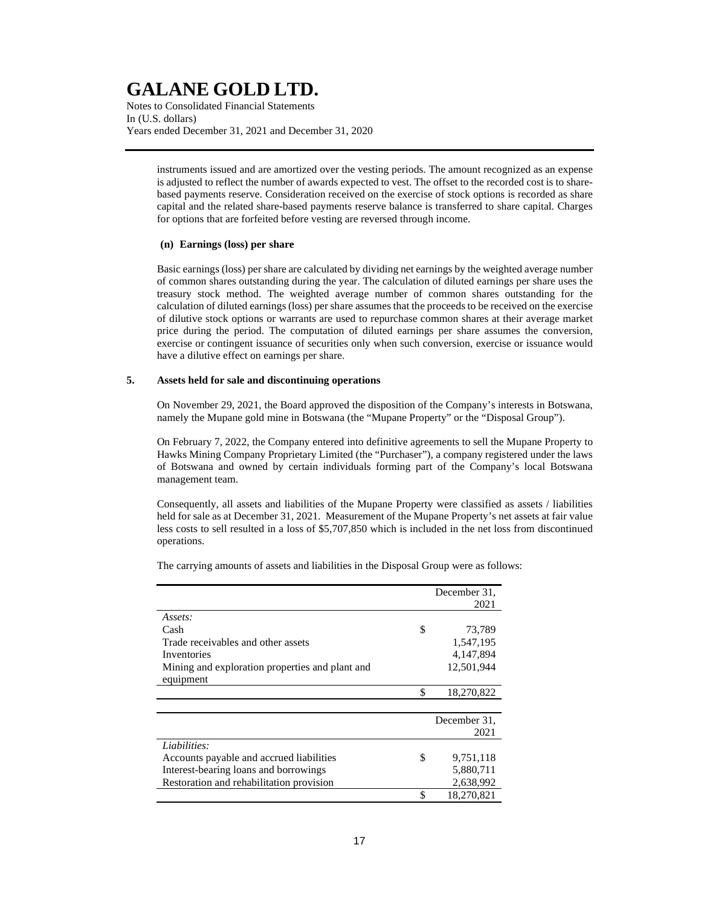instruments issued and are amortized over the vesting periods. The amount recognized as an expense is adjusted to reflect the number of awards expected to vest. The offset to the recorded cost is to share-based payments reserve. Consideration received on the exercise of stock options is recorded as share capital and the related share-based payments reserve balance is transferred to share capital. Charges for options that are forfeited before vesting are reversed through income.

**(n) Earnings (loss) per share**

Basic earnings (loss) per share are calculated by dividing net earnings by the weighted average number of common shares outstanding during the year. The calculation of diluted earnings per share uses the treasury stock method. The weighted average number of common shares outstanding for the calculation of diluted earnings (loss) per share assumes that the proceeds to be received on the exercise of dilutive stock options or warrants are used to repurchase common shares at their average market price during the period. The computation of diluted earnings per share assumes the conversion, exercise or contingent issuance of securities only when such conversion, exercise or issuance would have a dilutive effect on earnings per share.

## 5. Assets held for sale and discontinuing operations

On November 29, 2021, the Board approved the disposition of the Company's interests in Botswana, namely the Mupane gold mine in Botswana (the "Mupane Property" or the "Disposal Group").

On February 7, 2022, the Company entered into definitive agreements to sell the Mupane Property to Hawks Mining Company Proprietary Limited (the "Purchaser"), a company registered under the laws of Botswana and owned by certain individuals forming part of the Company's local Botswana management team.

Consequently, all assets and liabilities of the Mupane Property were classified as assets / liabilities held for sale as at December 31, 2021. Measurement of the Mupane Property's net assets at fair value less costs to sell resulted in a loss of $5,707,850 which is included in the net loss from discontinued operations.

The carrying amounts of assets and liabilities in the Disposal Group were as follows:

| | December 31, 2021 |
|---|---|
| *Assets:* | |
| Cash | $ 73,789 |
| Trade receivables and other assets | 1,547,195 |
| Inventories | 4,147,894 |
| Mining and exploration properties and plant and equipment | 12,501,944 |
| | $ 18,270,822 |

| | December 31, 2021 |
|---|---|
| *Liabilities:* | |
| Accounts payable and accrued liabilities | $ 9,751,118 |
| Interest-bearing loans and borrowings | 5,880,711 |
| Restoration and rehabilitation provision | 2,638,992 |
| | $ 18,270,821 |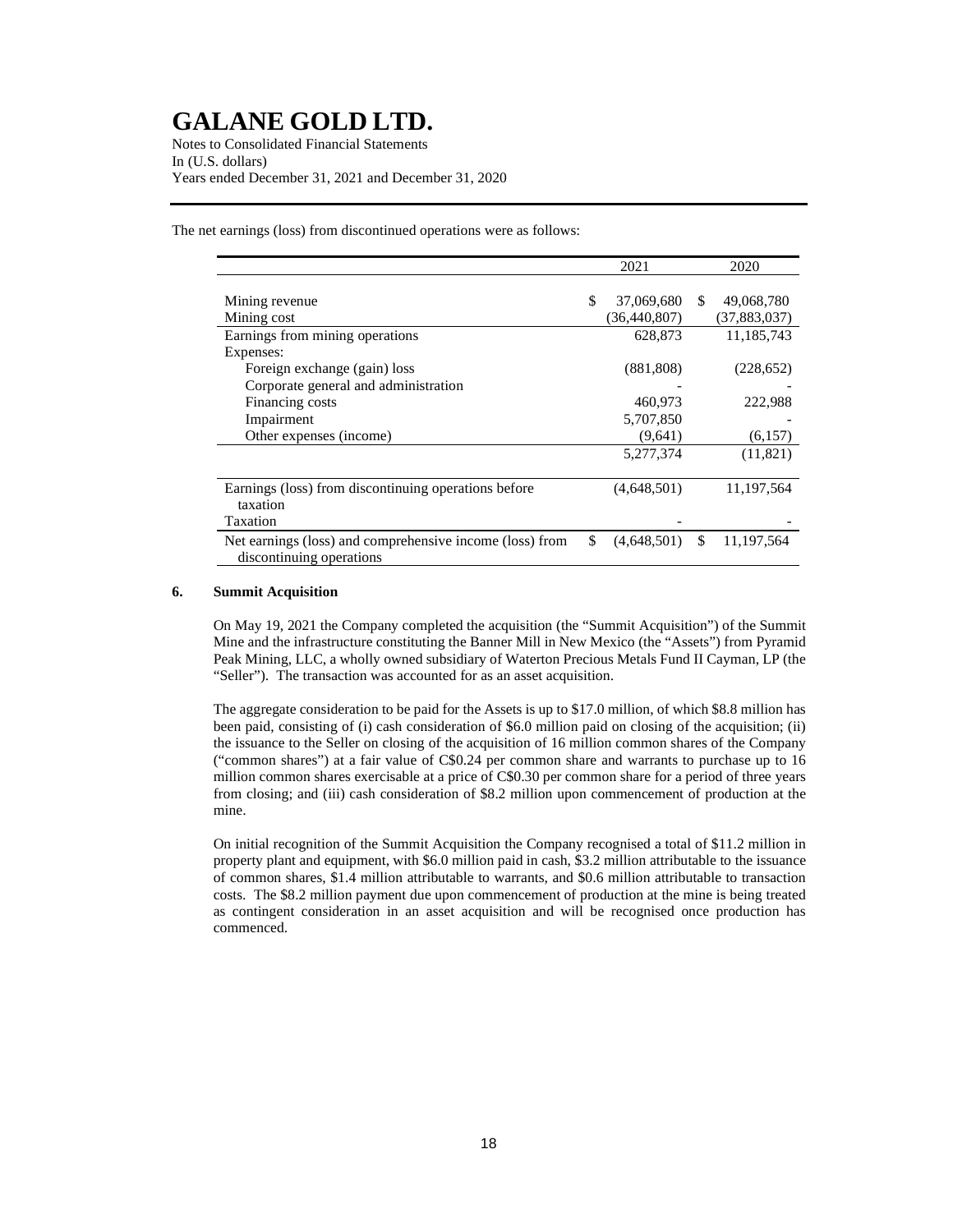The net earnings (loss) from discontinued operations were as follows:

| | 2021 | 2020 |
|---|---|---|
| Mining revenue | $ 37,069,680 | $ 49,068,780 |
| Mining cost | (36,440,807) | (37,883,037) |
| Earnings from mining operations | 628,873 | 11,185,743 |
| Expenses: | | |
| Foreign exchange (gain) loss | (881,808) | (228,652) |
| Corporate general and administration | - | - |
| Financing costs | 460,973 | 222,988 |
| Impairment | 5,707,850 | - |
| Other expenses (income) | (9,641) | (6,157) |
| | 5,277,374 | (11,821) |
| Earnings (loss) from discontinuing operations before taxation | (4,648,501) | 11,197,564 |
| Taxation | - | - |
| Net earnings (loss) and comprehensive income (loss) from discontinuing operations | $ (4,648,501) | $ 11,197,564 |

## 6. Summit Acquisition

On May 19, 2021 the Company completed the acquisition (the "Summit Acquisition") of the Summit Mine and the infrastructure constituting the Banner Mill in New Mexico (the "Assets") from Pyramid Peak Mining, LLC, a wholly owned subsidiary of Waterton Precious Metals Fund II Cayman, LP (the "Seller"). The transaction was accounted for as an asset acquisition.

The aggregate consideration to be paid for the Assets is up to $17.0 million, of which $8.8 million has been paid, consisting of (i) cash consideration of $6.0 million paid on closing of the acquisition; (ii) the issuance to the Seller on closing of the acquisition of 16 million common shares of the Company ("common shares") at a fair value of C$0.24 per common share and warrants to purchase up to 16 million common shares exercisable at a price of C$0.30 per common share for a period of three years from closing; and (iii) cash consideration of $8.2 million upon commencement of production at the mine.

On initial recognition of the Summit Acquisition the Company recognised a total of $11.2 million in property plant and equipment, with $6.0 million paid in cash, $3.2 million attributable to the issuance of common shares, $1.4 million attributable to warrants, and $0.6 million attributable to transaction costs. The $8.2 million payment due upon commencement of production at the mine is being treated as contingent consideration in an asset acquisition and will be recognised once production has commenced.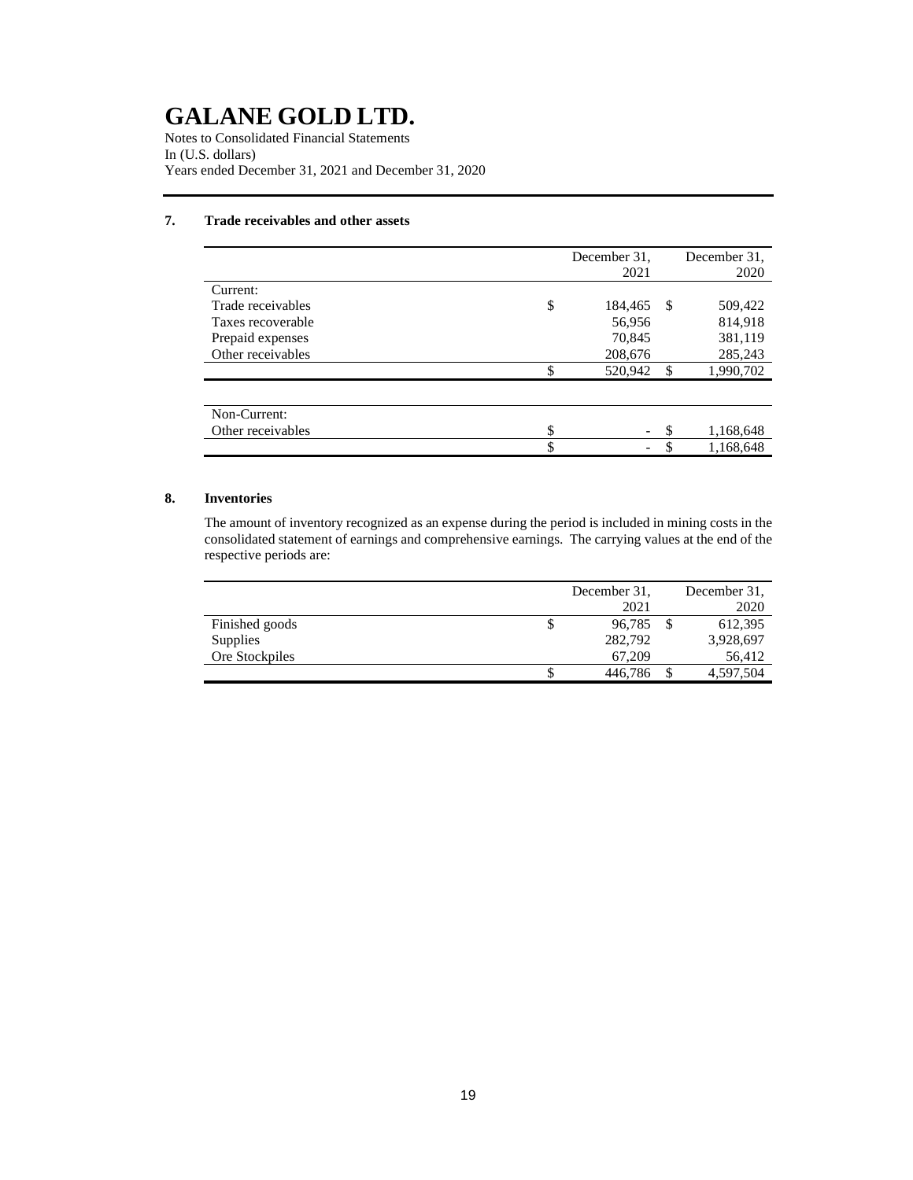# GALANE GOLD LTD.

Notes to Consolidated Financial Statements
In (U.S. dollars)
Years ended December 31, 2021 and December 31, 2020

## 7. Trade receivables and other assets

| | December 31, 2021 | December 31, 2020 |
|---|---|---|
| Current: | | |
| Trade receivables | $ 184,465 | $ 509,422 |
| Taxes recoverable | 56,956 | 814,918 |
| Prepaid expenses | 70,845 | 381,119 |
| Other receivables | 208,676 | 285,243 |
| | $ 520,942 | $ 1,990,702 |

| | | |
|---|---|---|
| Non-Current: | | |
| Other receivables | $ - | $ 1,168,648 |
| | $ - | $ 1,168,648 |

## 8. Inventories

The amount of inventory recognized as an expense during the period is included in mining costs in the consolidated statement of earnings and comprehensive earnings. The carrying values at the end of the respective periods are:

| | December 31, 2021 | December 31, 2020 |
|---|---|---|
| Finished goods | $ 96,785 | $ 612,395 |
| Supplies | 282,792 | 3,928,697 |
| Ore Stockpiles | 67,209 | 56,412 |
| | $ 446,786 | $ 4,597,504 |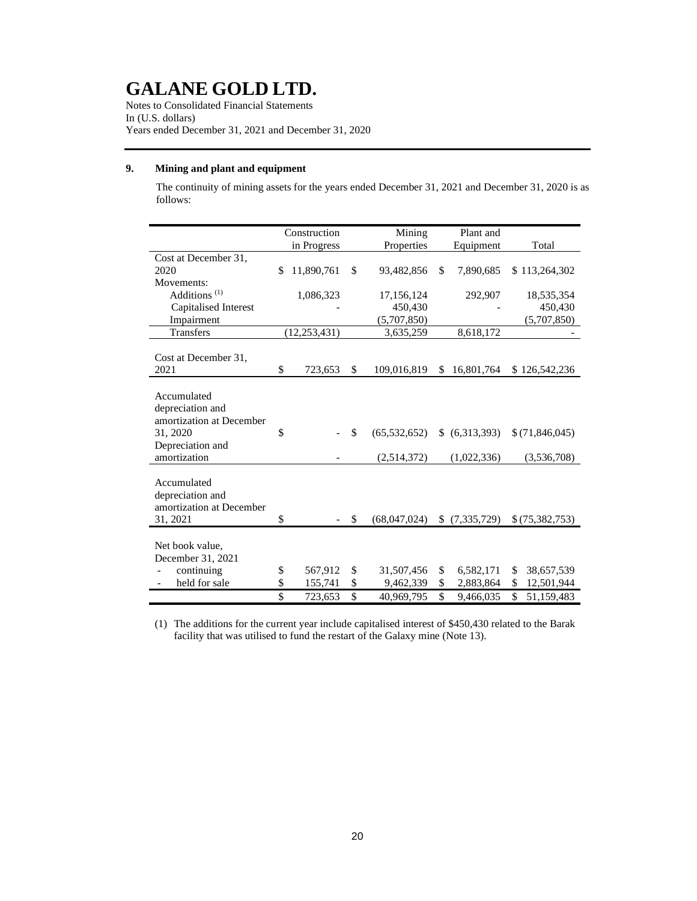# GALANE GOLD LTD.

Notes to Consolidated Financial Statements
In (U.S. dollars)
Years ended December 31, 2021 and December 31, 2020

## 9. Mining and plant and equipment

The continuity of mining assets for the years ended December 31, 2021 and December 31, 2020 is as follows:

| | Construction in Progress | Mining Properties | Plant and Equipment | Total |
|---|---|---|---|---|
| Cost at December 31, 2020 | $ 11,890,761 | $ 93,482,856 | $ 7,890,685 | $ 113,264,302 |
| Movements: | | | | |
| Additions [(1)] | 1,086,323 | 17,156,124 | 292,907 | 18,535,354 |
| Capitalised Interest | - | 450,430 | - | 450,430 |
| Impairment | | (5,707,850) | | (5,707,850) |
| Transfers | (12,253,431) | 3,635,259 | 8,618,172 | - |
| Cost at December 31, 2021 | $ 723,653 | $ 109,016,819 | $ 16,801,764 | $ 126,542,236 |
| Accumulated depreciation and amortization at December 31, 2020 | $ - | $ (65,532,652) | $ (6,313,393) | $ (71,846,045) |
| Depreciation and amortization | - | (2,514,372) | (1,022,336) | (3,536,708) |
| Accumulated depreciation and amortization at December 31, 2021 | $ - | $ (68,047,024) | $ (7,335,729) | $ (75,382,753) |
| Net book value, December 31, 2021 | | | | |
| - continuing | $ 567,912 | $ 31,507,456 | $ 6,582,171 | $ 38,657,539 |
| - held for sale | $ 155,741 | $ 9,462,339 | $ 2,883,864 | $ 12,501,944 |
| | $ 723,653 | $ 40,969,795 | $ 9,466,035 | $ 51,159,483 |

(1) The additions for the current year include capitalised interest of $450,430 related to the Barak facility that was utilised to fund the restart of the Galaxy mine (Note 13).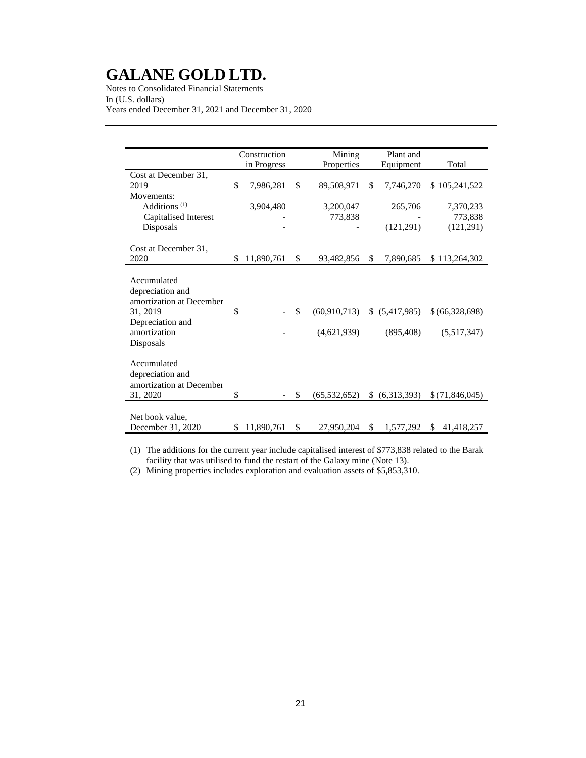# GALANE GOLD LTD.

Notes to Consolidated Financial Statements
In (U.S. dollars)
Years ended December 31, 2021 and December 31, 2020

| | Construction in Progress | Mining Properties | Plant and Equipment | Total |
|---|---|---|---|---|
| Cost at December 31, 2019 | $ 7,986,281 | $ 89,508,971 | $ 7,746,270 | $ 105,241,522 |
| Movements: | | | | |
| Additions [(1)] | 3,904,480 | 3,200,047 | 265,706 | 7,370,233 |
| Capitalised Interest | - | 773,838 | - | 773,838 |
| Disposals | - | - | (121,291) | (121,291) |
| Cost at December 31, 2020 | $ 11,890,761 | $ 93,482,856 | $ 7,890,685 | $ 113,264,302 |
| Accumulated depreciation and amortization at December 31, 2019 | $ - | $ (60,910,713) | $ (5,417,985) | $ (66,328,698) |
| Depreciation and amortization | - | (4,621,939) | (895,408) | (5,517,347) |
| Disposals | | | | |
| Accumulated depreciation and amortization at December 31, 2020 | $ - | $ (65,532,652) | $ (6,313,393) | $ (71,846,045) |
| Net book value, December 31, 2020 | $ 11,890,761 | $ 27,950,204 | $ 1,577,292 | $ 41,418,257 |

(1) The additions for the current year include capitalised interest of $773,838 related to the Barak facility that was utilised to fund the restart of the Galaxy mine (Note 13).

(2) Mining properties includes exploration and evaluation assets of $5,853,310.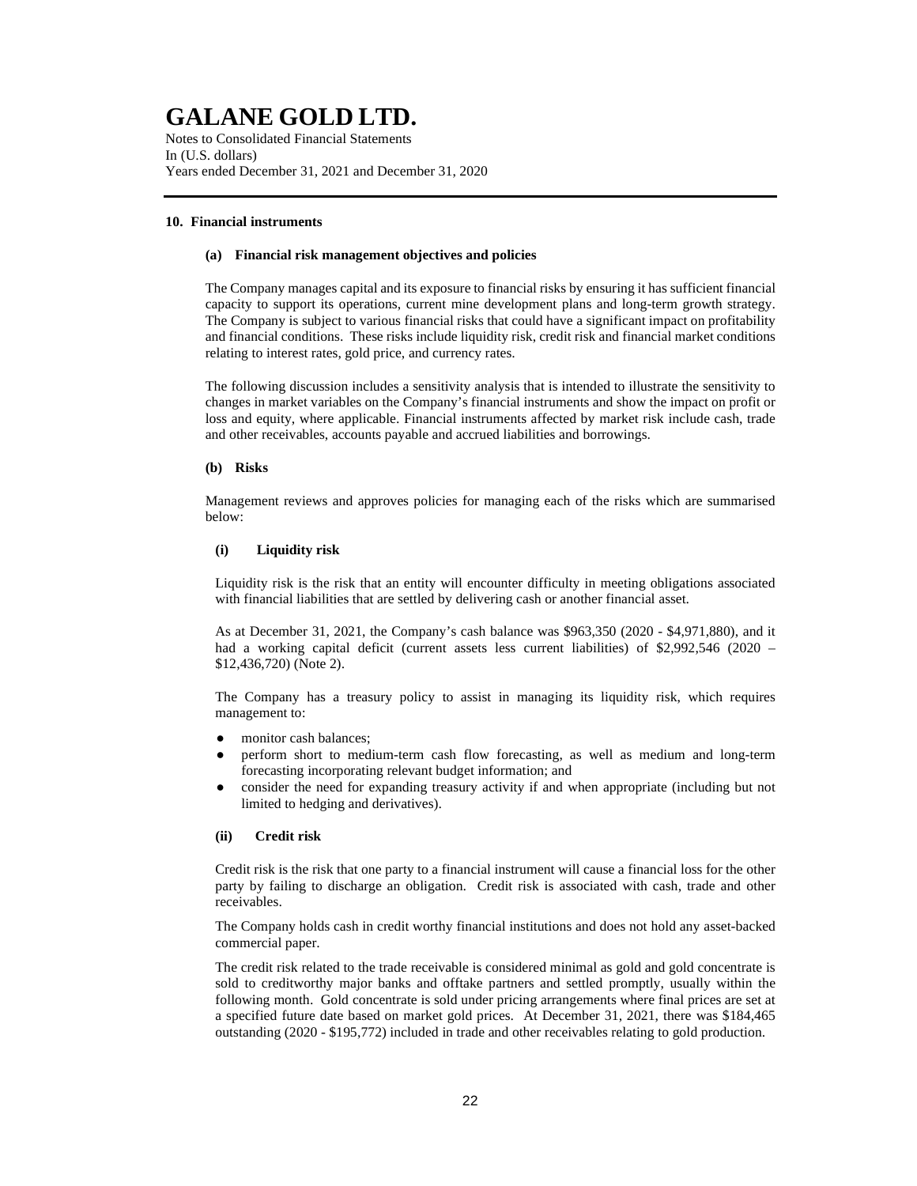## 10. Financial instruments

### (a) Financial risk management objectives and policies

The Company manages capital and its exposure to financial risks by ensuring it has sufficient financial capacity to support its operations, current mine development plans and long-term growth strategy. The Company is subject to various financial risks that could have a significant impact on profitability and financial conditions. These risks include liquidity risk, credit risk and financial market conditions relating to interest rates, gold price, and currency rates.

The following discussion includes a sensitivity analysis that is intended to illustrate the sensitivity to changes in market variables on the Company's financial instruments and show the impact on profit or loss and equity, where applicable. Financial instruments affected by market risk include cash, trade and other receivables, accounts payable and accrued liabilities and borrowings.

### (b) Risks

Management reviews and approves policies for managing each of the risks which are summarised below:

#### (i) Liquidity risk

Liquidity risk is the risk that an entity will encounter difficulty in meeting obligations associated with financial liabilities that are settled by delivering cash or another financial asset.

As at December 31, 2021, the Company's cash balance was $963,350 (2020 - $4,971,880), and it had a working capital deficit (current assets less current liabilities) of $2,992,546 (2020 – $12,436,720) (Note 2).

The Company has a treasury policy to assist in managing its liquidity risk, which requires management to:

- monitor cash balances;
- perform short to medium-term cash flow forecasting, as well as medium and long-term forecasting incorporating relevant budget information; and
- consider the need for expanding treasury activity if and when appropriate (including but not limited to hedging and derivatives).

#### (ii) Credit risk

Credit risk is the risk that one party to a financial instrument will cause a financial loss for the other party by failing to discharge an obligation. Credit risk is associated with cash, trade and other receivables.

The Company holds cash in credit worthy financial institutions and does not hold any asset-backed commercial paper.

The credit risk related to the trade receivable is considered minimal as gold and gold concentrate is sold to creditworthy major banks and offtake partners and settled promptly, usually within the following month. Gold concentrate is sold under pricing arrangements where final prices are set at a specified future date based on market gold prices. At December 31, 2021, there was $184,465 outstanding (2020 - $195,772) included in trade and other receivables relating to gold production.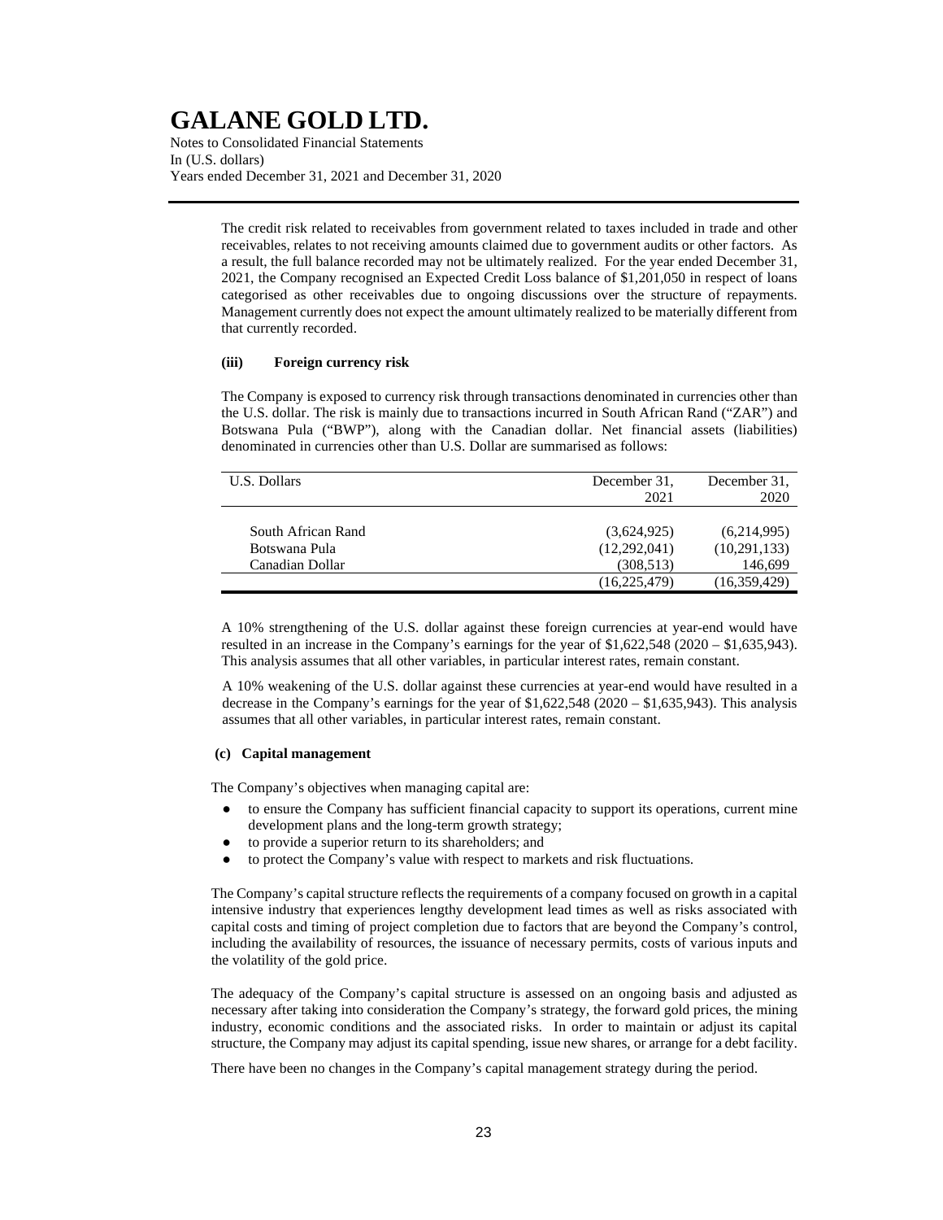The credit risk related to receivables from government related to taxes included in trade and other receivables, relates to not receiving amounts claimed due to government audits or other factors. As a result, the full balance recorded may not be ultimately realized. For the year ended December 31, 2021, the Company recognised an Expected Credit Loss balance of $1,201,050 in respect of loans categorised as other receivables due to ongoing discussions over the structure of repayments. Management currently does not expect the amount ultimately realized to be materially different from that currently recorded.

**(iii) Foreign currency risk**

The Company is exposed to currency risk through transactions denominated in currencies other than the U.S. dollar. The risk is mainly due to transactions incurred in South African Rand ("ZAR") and Botswana Pula ("BWP"), along with the Canadian dollar. Net financial assets (liabilities) denominated in currencies other than U.S. Dollar are summarised as follows:

| U.S. Dollars | December 31, 2021 | December 31, 2020 |
|---|---|---|
| South African Rand | (3,624,925) | (6,214,995) |
| Botswana Pula | (12,292,041) | (10,291,133) |
| Canadian Dollar | (308,513) | 146,699 |
| | (16,225,479) | (16,359,429) |

A 10% strengthening of the U.S. dollar against these foreign currencies at year-end would have resulted in an increase in the Company's earnings for the year of $1,622,548 (2020 – $1,635,943). This analysis assumes that all other variables, in particular interest rates, remain constant.

A 10% weakening of the U.S. dollar against these currencies at year-end would have resulted in a decrease in the Company's earnings for the year of $1,622,548 (2020 – $1,635,943). This analysis assumes that all other variables, in particular interest rates, remain constant.

**(c) Capital management**

The Company's objectives when managing capital are:

- to ensure the Company has sufficient financial capacity to support its operations, current mine development plans and the long-term growth strategy;
- to provide a superior return to its shareholders; and
- to protect the Company's value with respect to markets and risk fluctuations.

The Company's capital structure reflects the requirements of a company focused on growth in a capital intensive industry that experiences lengthy development lead times as well as risks associated with capital costs and timing of project completion due to factors that are beyond the Company's control, including the availability of resources, the issuance of necessary permits, costs of various inputs and the volatility of the gold price.

The adequacy of the Company's capital structure is assessed on an ongoing basis and adjusted as necessary after taking into consideration the Company's strategy, the forward gold prices, the mining industry, economic conditions and the associated risks. In order to maintain or adjust its capital structure, the Company may adjust its capital spending, issue new shares, or arrange for a debt facility.

There have been no changes in the Company's capital management strategy during the period.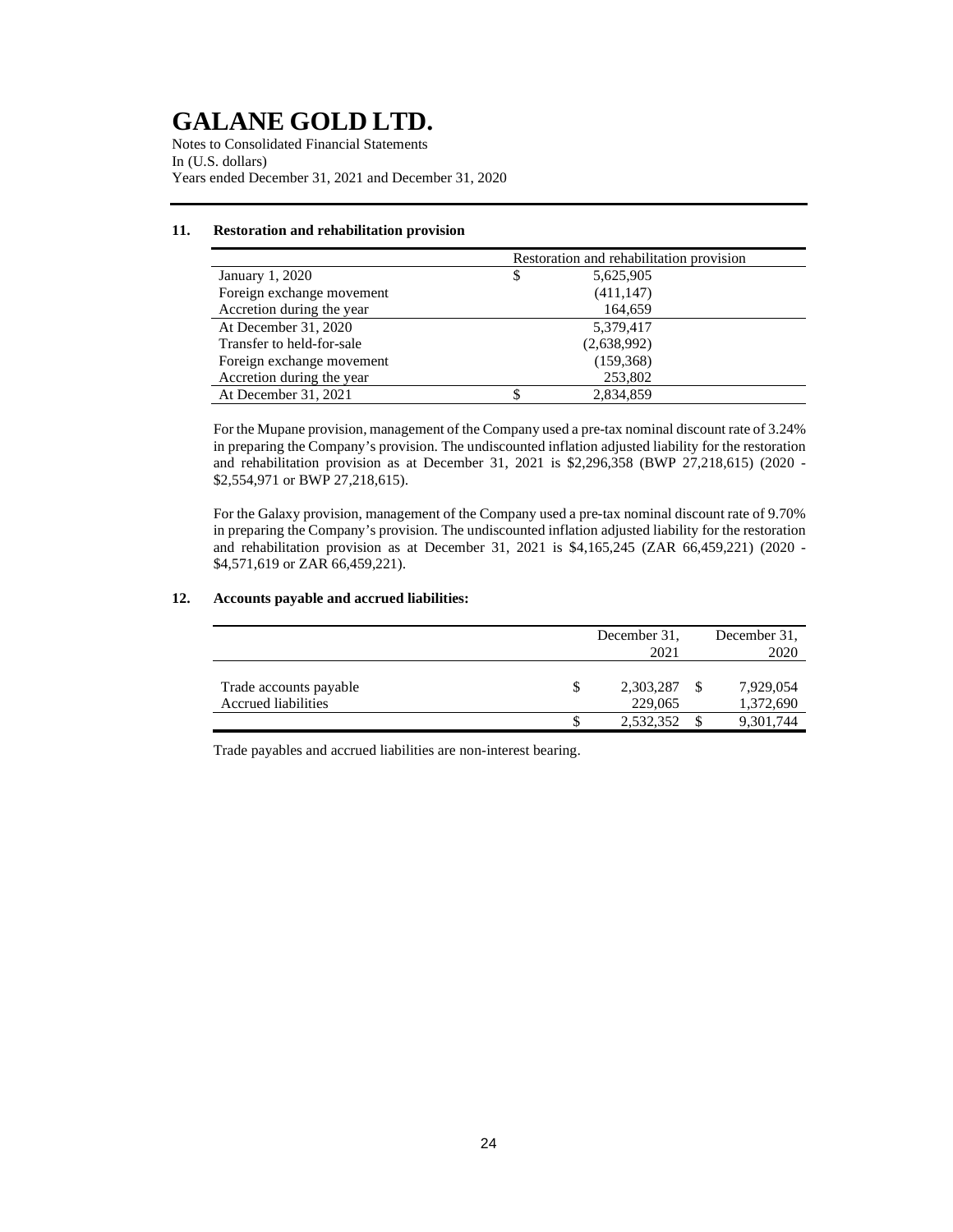# GALANE GOLD LTD.

Notes to Consolidated Financial Statements
In (U.S. dollars)
Years ended December 31, 2021 and December 31, 2020

## 11. Restoration and rehabilitation provision

| | Restoration and rehabilitation provision |
|---|---|
| January 1, 2020 | $ 5,625,905 |
| Foreign exchange movement | (411,147) |
| Accretion during the year | 164,659 |
| At December 31, 2020 | 5,379,417 |
| Transfer to held-for-sale | (2,638,992) |
| Foreign exchange movement | (159,368) |
| Accretion during the year | 253,802 |
| At December 31, 2021 | $ 2,834,859 |

For the Mupane provision, management of the Company used a pre-tax nominal discount rate of 3.24% in preparing the Company's provision. The undiscounted inflation adjusted liability for the restoration and rehabilitation provision as at December 31, 2021 is $2,296,358 (BWP 27,218,615) (2020 - $2,554,971 or BWP 27,218,615).

For the Galaxy provision, management of the Company used a pre-tax nominal discount rate of 9.70% in preparing the Company's provision. The undiscounted inflation adjusted liability for the restoration and rehabilitation provision as at December 31, 2021 is $4,165,245 (ZAR 66,459,221) (2020 - $4,571,619 or ZAR 66,459,221).

## 12. Accounts payable and accrued liabilities:

| | December 31, 2021 | December 31, 2020 |
|---|---|---|
| Trade accounts payable | $ 2,303,287 | $ 7,929,054 |
| Accrued liabilities | 229,065 | 1,372,690 |
| | $ 2,532,352 | $ 9,301,744 |

Trade payables and accrued liabilities are non-interest bearing.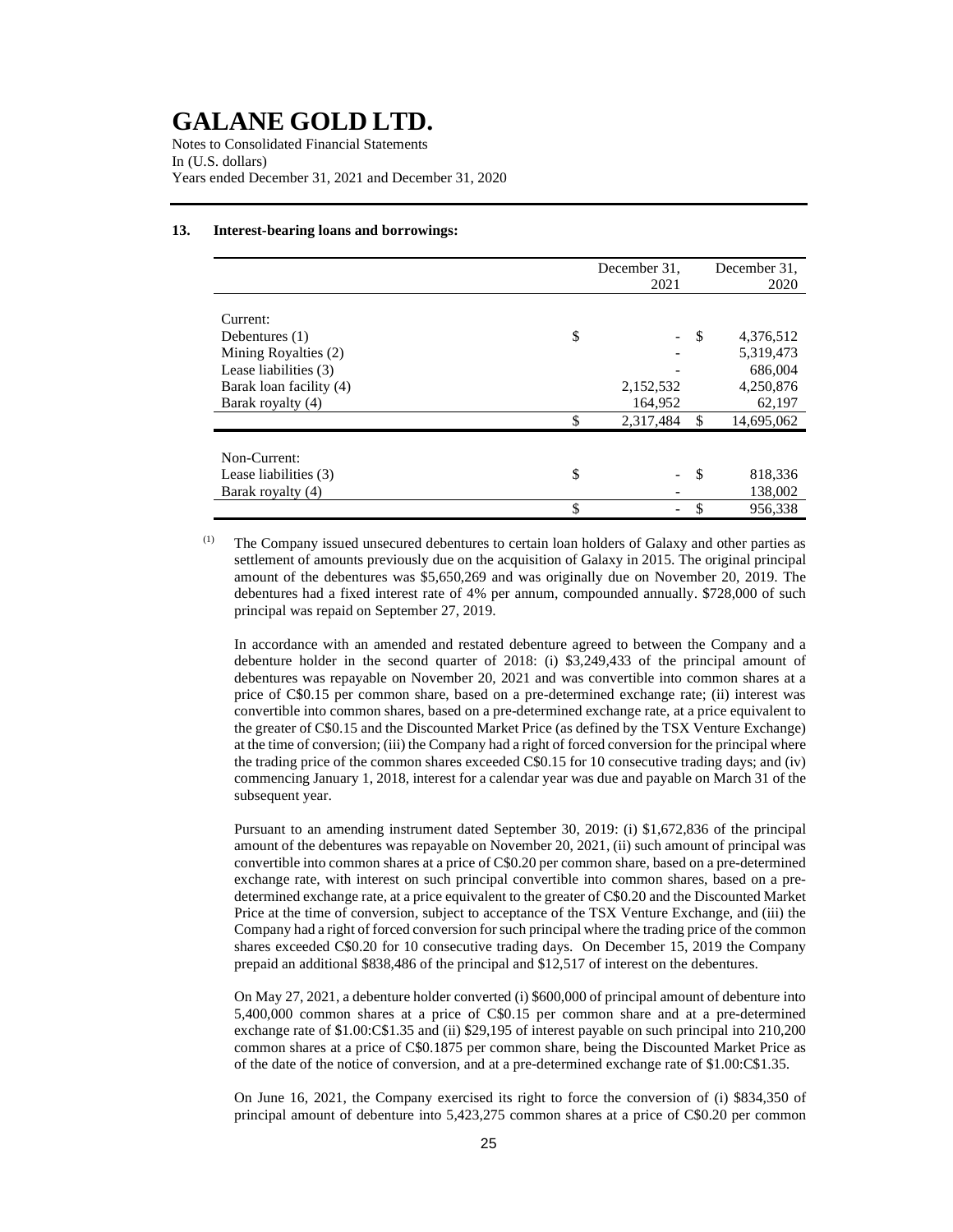# GALANE GOLD LTD.

Notes to Consolidated Financial Statements
In (U.S. dollars)
Years ended December 31, 2021 and December 31, 2020

## 13. Interest-bearing loans and borrowings:

| | December 31, 2021 | December 31, 2020 |
|---|---|---|
| Current: | | |
| Debentures (1) | $ - | $ 4,376,512 |
| Mining Royalties (2) | - | 5,319,473 |
| Lease liabilities (3) | - | 686,004 |
| Barak loan facility (4) | 2,152,532 | 4,250,876 |
| Barak royalty (4) | 164,952 | 62,197 |
| | $ 2,317,484 | $ 14,695,062 |
| Non-Current: | | |
| Lease liabilities (3) | $ - | $ 818,336 |
| Barak royalty (4) | - | 138,002 |
| | $ - | $ 956,338 |

(1) The Company issued unsecured debentures to certain loan holders of Galaxy and other parties as settlement of amounts previously due on the acquisition of Galaxy in 2015. The original principal amount of the debentures was $5,650,269 and was originally due on November 20, 2019. The debentures had a fixed interest rate of 4% per annum, compounded annually. $728,000 of such principal was repaid on September 27, 2019.

In accordance with an amended and restated debenture agreed to between the Company and a debenture holder in the second quarter of 2018: (i) $3,249,433 of the principal amount of debentures was repayable on November 20, 2021 and was convertible into common shares at a price of C$0.15 per common share, based on a pre-determined exchange rate; (ii) interest was convertible into common shares, based on a pre-determined exchange rate, at a price equivalent to the greater of C$0.15 and the Discounted Market Price (as defined by the TSX Venture Exchange) at the time of conversion; (iii) the Company had a right of forced conversion for the principal where the trading price of the common shares exceeded C$0.15 for 10 consecutive trading days; and (iv) commencing January 1, 2018, interest for a calendar year was due and payable on March 31 of the subsequent year.

Pursuant to an amending instrument dated September 30, 2019: (i) $1,672,836 of the principal amount of the debentures was repayable on November 20, 2021, (ii) such amount of principal was convertible into common shares at a price of C$0.20 per common share, based on a pre-determined exchange rate, with interest on such principal convertible into common shares, based on a pre-determined exchange rate, at a price equivalent to the greater of C$0.20 and the Discounted Market Price at the time of conversion, subject to acceptance of the TSX Venture Exchange, and (iii) the Company had a right of forced conversion for such principal where the trading price of the common shares exceeded C$0.20 for 10 consecutive trading days. On December 15, 2019 the Company prepaid an additional $838,486 of the principal and $12,517 of interest on the debentures.

On May 27, 2021, a debenture holder converted (i) $600,000 of principal amount of debenture into 5,400,000 common shares at a price of C$0.15 per common share and at a pre-determined exchange rate of $1.00:C$1.35 and (ii) $29,195 of interest payable on such principal into 210,200 common shares at a price of C$0.1875 per common share, being the Discounted Market Price as of the date of the notice of conversion, and at a pre-determined exchange rate of $1.00:C$1.35.

On June 16, 2021, the Company exercised its right to force the conversion of (i) $834,350 of principal amount of debenture into 5,423,275 common shares at a price of C$0.20 per common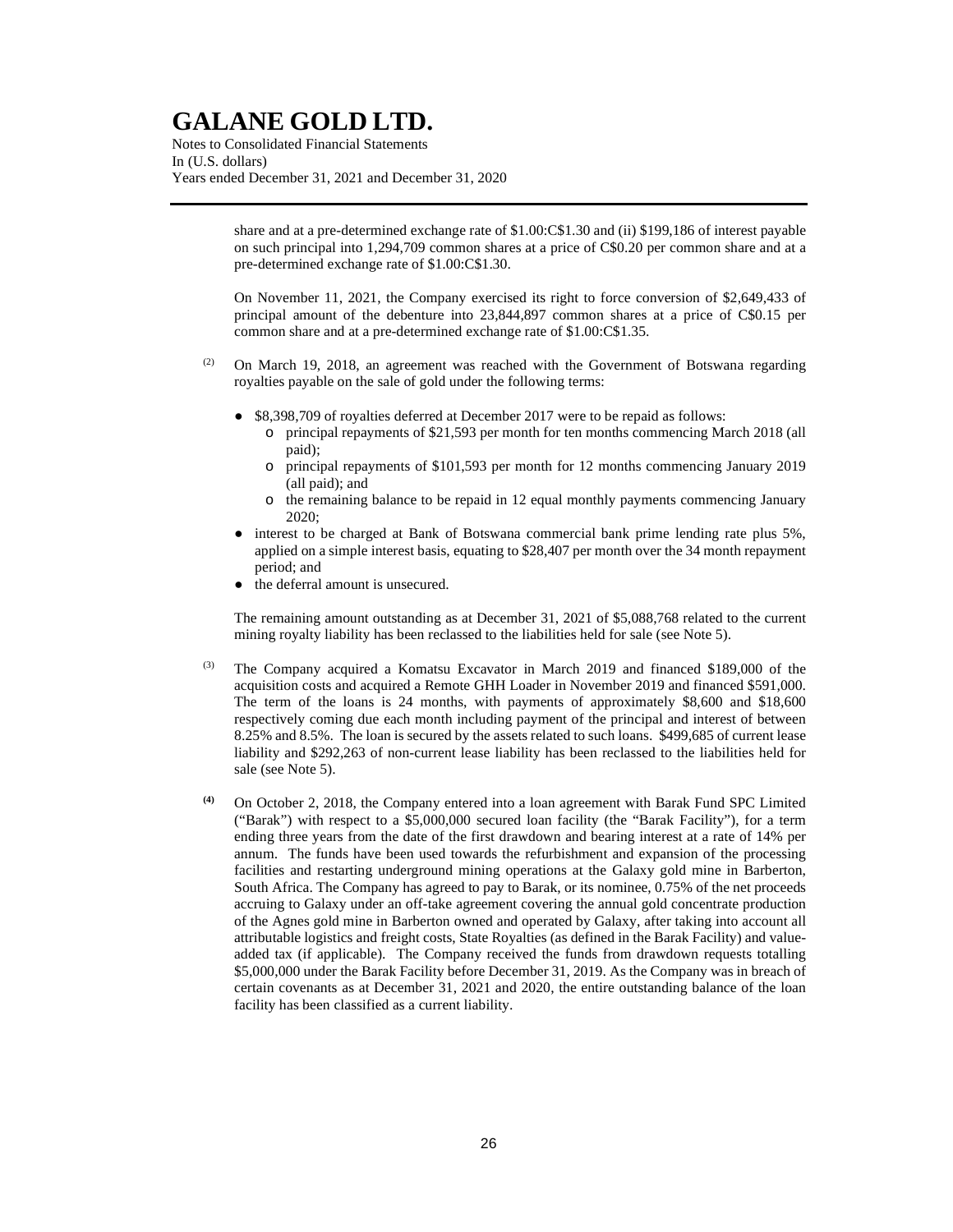share and at a pre-determined exchange rate of $1.00:C$1.30 and (ii) $199,186 of interest payable on such principal into 1,294,709 common shares at a price of C$0.20 per common share and at a pre-determined exchange rate of $1.00:C$1.30.

On November 11, 2021, the Company exercised its right to force conversion of $2,649,433 of principal amount of the debenture into 23,844,897 common shares at a price of C$0.15 per common share and at a pre-determined exchange rate of $1.00:C$1.35.

(2) On March 19, 2018, an agreement was reached with the Government of Botswana regarding royalties payable on the sale of gold under the following terms:

- $8,398,709 of royalties deferred at December 2017 were to be repaid as follows:
  - principal repayments of $21,593 per month for ten months commencing March 2018 (all paid);
  - principal repayments of $101,593 per month for 12 months commencing January 2019 (all paid); and
  - the remaining balance to be repaid in 12 equal monthly payments commencing January 2020;
- interest to be charged at Bank of Botswana commercial bank prime lending rate plus 5%, applied on a simple interest basis, equating to $28,407 per month over the 34 month repayment period; and
- the deferral amount is unsecured.

The remaining amount outstanding as at December 31, 2021 of $5,088,768 related to the current mining royalty liability has been reclassed to the liabilities held for sale (see Note 5).

(3) The Company acquired a Komatsu Excavator in March 2019 and financed $189,000 of the acquisition costs and acquired a Remote GHH Loader in November 2019 and financed $591,000. The term of the loans is 24 months, with payments of approximately $8,600 and $18,600 respectively coming due each month including payment of the principal and interest of between 8.25% and 8.5%. The loan is secured by the assets related to such loans. $499,685 of current lease liability and $292,263 of non-current lease liability has been reclassed to the liabilities held for sale (see Note 5).

**(4)** On October 2, 2018, the Company entered into a loan agreement with Barak Fund SPC Limited ("Barak") with respect to a $5,000,000 secured loan facility (the "Barak Facility"), for a term ending three years from the date of the first drawdown and bearing interest at a rate of 14% per annum. The funds have been used towards the refurbishment and expansion of the processing facilities and restarting underground mining operations at the Galaxy gold mine in Barberton, South Africa. The Company has agreed to pay to Barak, or its nominee, 0.75% of the net proceeds accruing to Galaxy under an off-take agreement covering the annual gold concentrate production of the Agnes gold mine in Barberton owned and operated by Galaxy, after taking into account all attributable logistics and freight costs, State Royalties (as defined in the Barak Facility) and value-added tax (if applicable). The Company received the funds from drawdown requests totalling $5,000,000 under the Barak Facility before December 31, 2019. As the Company was in breach of certain covenants as at December 31, 2021 and 2020, the entire outstanding balance of the loan facility has been classified as a current liability.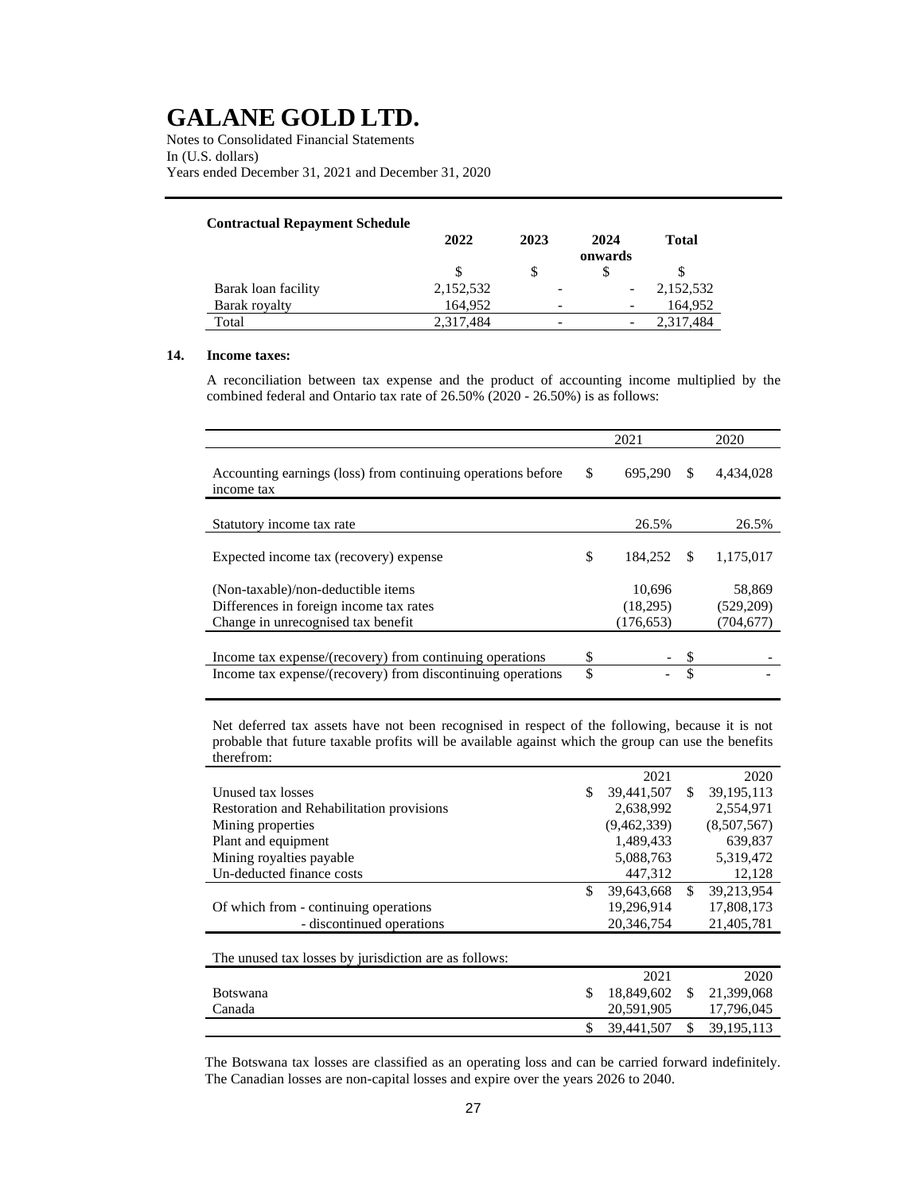# GALANE GOLD LTD.

Notes to Consolidated Financial Statements
In (U.S. dollars)
Years ended December 31, 2021 and December 31, 2020

**Contractual Repayment Schedule**

| | 2022 | 2023 | 2024 onwards | Total |
|---|---|---|---|---|
| | $ | $ | $ | $ |
| Barak loan facility | 2,152,532 | - | - | 2,152,532 |
| Barak royalty | 164,952 | - | - | 164,952 |
| Total | 2,317,484 | - | - | 2,317,484 |

## 14. Income taxes:

A reconciliation between tax expense and the product of accounting income multiplied by the combined federal and Ontario tax rate of 26.50% (2020 - 26.50%) is as follows:

| | 2021 | 2020 |
|---|---|---|
| Accounting earnings (loss) from continuing operations before income tax | $ 695,290 | $ 4,434,028 |
| Statutory income tax rate | 26.5% | 26.5% |
| Expected income tax (recovery) expense | $ 184,252 | $ 1,175,017 |
| (Non-taxable)/non-deductible items | 10,696 | 58,869 |
| Differences in foreign income tax rates | (18,295) | (529,209) |
| Change in unrecognised tax benefit | (176,653) | (704,677) |
| Income tax expense/(recovery) from continuing operations | $ - | $ - |
| Income tax expense/(recovery) from discontinuing operations | $ - | $ - |

Net deferred tax assets have not been recognised in respect of the following, because it is not probable that future taxable profits will be available against which the group can use the benefits therefrom:

| | 2021 | 2020 |
|---|---|---|
| Unused tax losses | $ 39,441,507 | $ 39,195,113 |
| Restoration and Rehabilitation provisions | 2,638,992 | 2,554,971 |
| Mining properties | (9,462,339) | (8,507,567) |
| Plant and equipment | 1,489,433 | 639,837 |
| Mining royalties payable | 5,088,763 | 5,319,472 |
| Un-deducted finance costs | 447,312 | 12,128 |
| | $ 39,643,668 | $ 39,213,954 |
| Of which from - continuing operations | 19,296,914 | 17,808,173 |
| - discontinued operations | 20,346,754 | 21,405,781 |

The unused tax losses by jurisdiction are as follows:

| | 2021 | 2020 |
|---|---|---|
| Botswana | $ 18,849,602 | $ 21,399,068 |
| Canada | 20,591,905 | 17,796,045 |
| | $ 39,441,507 | $ 39,195,113 |

The Botswana tax losses are classified as an operating loss and can be carried forward indefinitely. The Canadian losses are non-capital losses and expire over the years 2026 to 2040.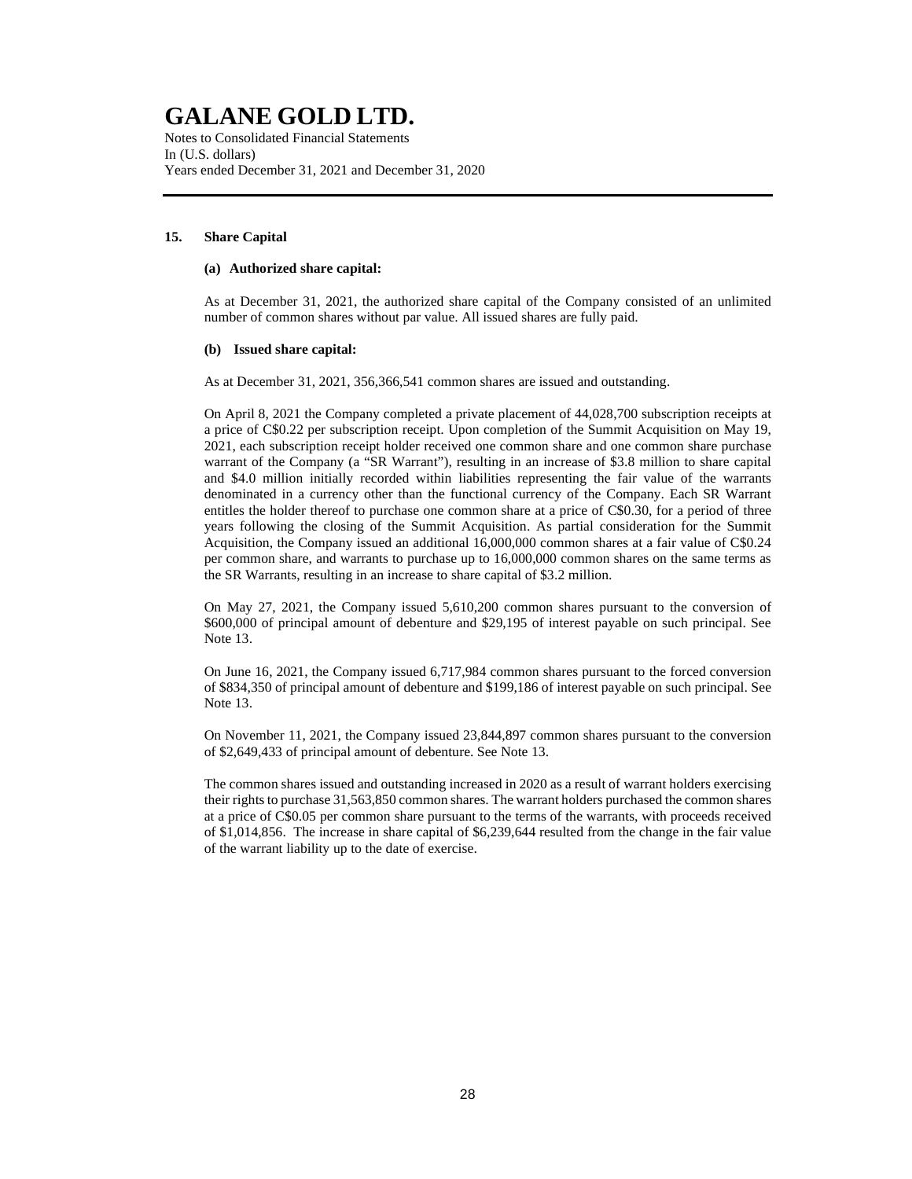## 15. Share Capital

### (a) Authorized share capital:

As at December 31, 2021, the authorized share capital of the Company consisted of an unlimited number of common shares without par value. All issued shares are fully paid.

### (b) Issued share capital:

As at December 31, 2021, 356,366,541 common shares are issued and outstanding.

On April 8, 2021 the Company completed a private placement of 44,028,700 subscription receipts at a price of C$0.22 per subscription receipt. Upon completion of the Summit Acquisition on May 19, 2021, each subscription receipt holder received one common share and one common share purchase warrant of the Company (a "SR Warrant"), resulting in an increase of $3.8 million to share capital and $4.0 million initially recorded within liabilities representing the fair value of the warrants denominated in a currency other than the functional currency of the Company. Each SR Warrant entitles the holder thereof to purchase one common share at a price of C$0.30, for a period of three years following the closing of the Summit Acquisition. As partial consideration for the Summit Acquisition, the Company issued an additional 16,000,000 common shares at a fair value of C$0.24 per common share, and warrants to purchase up to 16,000,000 common shares on the same terms as the SR Warrants, resulting in an increase to share capital of $3.2 million.

On May 27, 2021, the Company issued 5,610,200 common shares pursuant to the conversion of $600,000 of principal amount of debenture and $29,195 of interest payable on such principal. See Note 13.

On June 16, 2021, the Company issued 6,717,984 common shares pursuant to the forced conversion of $834,350 of principal amount of debenture and $199,186 of interest payable on such principal. See Note 13.

On November 11, 2021, the Company issued 23,844,897 common shares pursuant to the conversion of $2,649,433 of principal amount of debenture. See Note 13.

The common shares issued and outstanding increased in 2020 as a result of warrant holders exercising their rights to purchase 31,563,850 common shares. The warrant holders purchased the common shares at a price of C$0.05 per common share pursuant to the terms of the warrants, with proceeds received of $1,014,856. The increase in share capital of $6,239,644 resulted from the change in the fair value of the warrant liability up to the date of exercise.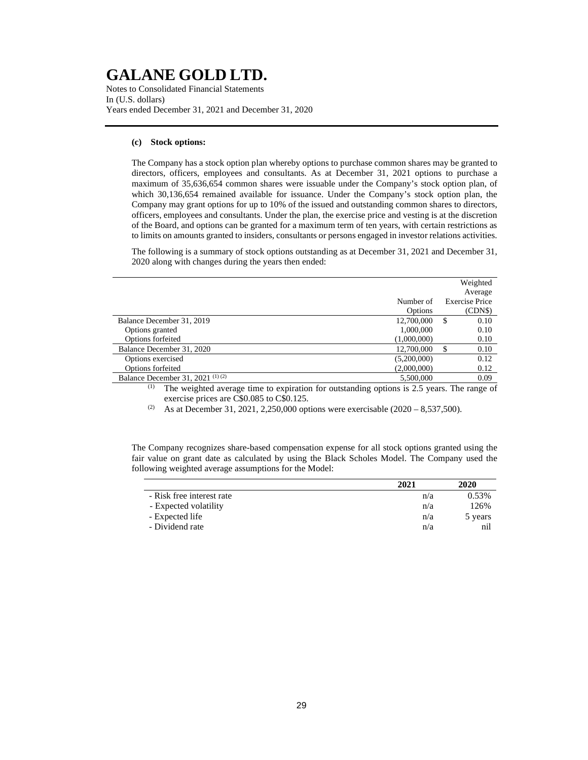# GALANE GOLD LTD.

Notes to Consolidated Financial Statements
In (U.S. dollars)
Years ended December 31, 2021 and December 31, 2020

**(c) Stock options:**

The Company has a stock option plan whereby options to purchase common shares may be granted to directors, officers, employees and consultants. As at December 31, 2021 options to purchase a maximum of 35,636,654 common shares were issuable under the Company's stock option plan, of which 30,136,654 remained available for issuance. Under the Company's stock option plan, the Company may grant options for up to 10% of the issued and outstanding common shares to directors, officers, employees and consultants. Under the plan, the exercise price and vesting is at the discretion of the Board, and options can be granted for a maximum term of ten years, with certain restrictions as to limits on amounts granted to insiders, consultants or persons engaged in investor relations activities.

The following is a summary of stock options outstanding as at December 31, 2021 and December 31, 2020 along with changes during the years then ended:

| | Number of Options | Weighted Average Exercise Price (CDN$) |
|---|---|---|
| Balance December 31, 2019 | 12,700,000 | $ 0.10 |
| Options granted | 1,000,000 | 0.10 |
| Options forfeited | (1,000,000) | 0.10 |
| Balance December 31, 2020 | 12,700,000 | $ 0.10 |
| Options exercised | (5,200,000) | 0.12 |
| Options forfeited | (2,000,000) | 0.12 |
| Balance December 31, 2021 (1) (2) | 5,500,000 | 0.09 |

(1) The weighted average time to expiration for outstanding options is 2.5 years. The range of exercise prices are C$0.085 to C$0.125.

(2) As at December 31, 2021, 2,250,000 options were exercisable (2020 – 8,537,500).

The Company recognizes share-based compensation expense for all stock options granted using the fair value on grant date as calculated by using the Black Scholes Model. The Company used the following weighted average assumptions for the Model:

| | 2021 | 2020 |
|---|---|---|
| - Risk free interest rate | n/a | 0.53% |
| - Expected volatility | n/a | 126% |
| - Expected life | n/a | 5 years |
| - Dividend rate | n/a | nil |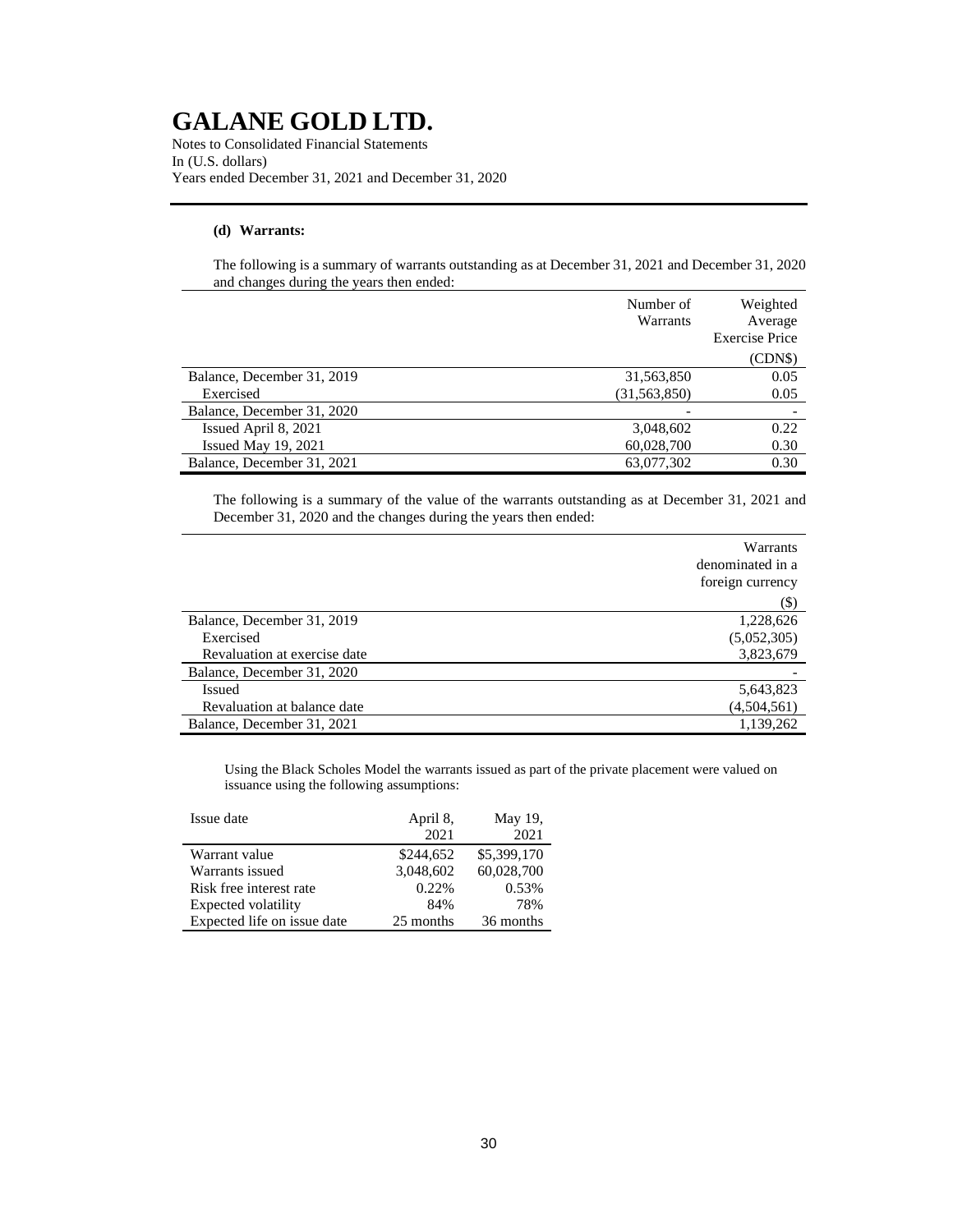# GALANE GOLD LTD.

Notes to Consolidated Financial Statements
In (U.S. dollars)
Years ended December 31, 2021 and December 31, 2020

**(d) Warrants:**

The following is a summary of warrants outstanding as at December 31, 2021 and December 31, 2020 and changes during the years then ended:

| | Number of Warrants | Weighted Average Exercise Price (CDN$) |
|---|---|---|
| Balance, December 31, 2019 | 31,563,850 | 0.05 |
| Exercised | (31,563,850) | 0.05 |
| Balance, December 31, 2020 | - | - |
| Issued April 8, 2021 | 3,048,602 | 0.22 |
| Issued May 19, 2021 | 60,028,700 | 0.30 |
| Balance, December 31, 2021 | 63,077,302 | 0.30 |

The following is a summary of the value of the warrants outstanding as at December 31, 2021 and December 31, 2020 and the changes during the years then ended:

| | Warrants denominated in a foreign currency ($) |
|---|---|
| Balance, December 31, 2019 | 1,228,626 |
| Exercised | (5,052,305) |
| Revaluation at exercise date | 3,823,679 |
| Balance, December 31, 2020 | - |
| Issued | 5,643,823 |
| Revaluation at balance date | (4,504,561) |
| Balance, December 31, 2021 | 1,139,262 |

Using the Black Scholes Model the warrants issued as part of the private placement were valued on issuance using the following assumptions:

| Issue date | April 8, 2021 | May 19, 2021 |
|---|---|---|
| Warrant value | $244,652 | $5,399,170 |
| Warrants issued | 3,048,602 | 60,028,700 |
| Risk free interest rate | 0.22% | 0.53% |
| Expected volatility | 84% | 78% |
| Expected life on issue date | 25 months | 36 months |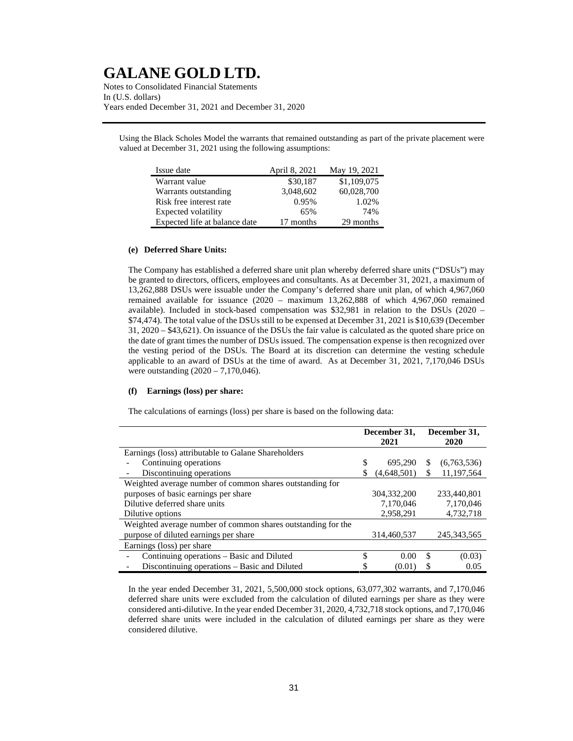Using the Black Scholes Model the warrants that remained outstanding as part of the private placement were valued at December 31, 2021 using the following assumptions:

| Issue date | April 8, 2021 | May 19, 2021 |
|---|---|---|
| Warrant value | $30,187 | $1,109,075 |
| Warrants outstanding | 3,048,602 | 60,028,700 |
| Risk free interest rate | 0.95% | 1.02% |
| Expected volatility | 65% | 74% |
| Expected life at balance date | 17 months | 29 months |

#### (e) Deferred Share Units:

The Company has established a deferred share unit plan whereby deferred share units ("DSUs") may be granted to directors, officers, employees and consultants. As at December 31, 2021, a maximum of 13,262,888 DSUs were issuable under the Company's deferred share unit plan, of which 4,967,060 remained available for issuance (2020 – maximum 13,262,888 of which 4,967,060 remained available). Included in stock-based compensation was $32,981 in relation to the DSUs (2020 – $74,474). The total value of the DSUs still to be expensed at December 31, 2021 is $10,639 (December 31, 2020 – $43,621). On issuance of the DSUs the fair value is calculated as the quoted share price on the date of grant times the number of DSUs issued. The compensation expense is then recognized over the vesting period of the DSUs. The Board at its discretion can determine the vesting schedule applicable to an award of DSUs at the time of award. As at December 31, 2021, 7,170,046 DSUs were outstanding (2020 – 7,170,046).

#### (f) Earnings (loss) per share:

The calculations of earnings (loss) per share is based on the following data:

| | December 31, 2021 | December 31, 2020 |
|---|---|---|
| Earnings (loss) attributable to Galane Shareholders | | |
| - Continuing operations | $ 695,290 | $ (6,763,536) |
| - Discontinuing operations | $ (4,648,501) | $ 11,197,564 |
| Weighted average number of common shares outstanding for purposes of basic earnings per share | 304,332,200 | 233,440,801 |
| Dilutive deferred share units | 7,170,046 | 7,170,046 |
| Dilutive options | 2,958,291 | 4,732,718 |
| Weighted average number of common shares outstanding for the purpose of diluted earnings per share | 314,460,537 | 245,343,565 |
| Earnings (loss) per share | | |
| - Continuing operations – Basic and Diluted | $ 0.00 | $ (0.03) |
| - Discontinuing operations – Basic and Diluted | $ (0.01) | $ 0.05 |

In the year ended December 31, 2021, 5,500,000 stock options, 63,077,302 warrants, and 7,170,046 deferred share units were excluded from the calculation of diluted earnings per share as they were considered anti-dilutive. In the year ended December 31, 2020, 4,732,718 stock options, and 7,170,046 deferred share units were included in the calculation of diluted earnings per share as they were considered dilutive.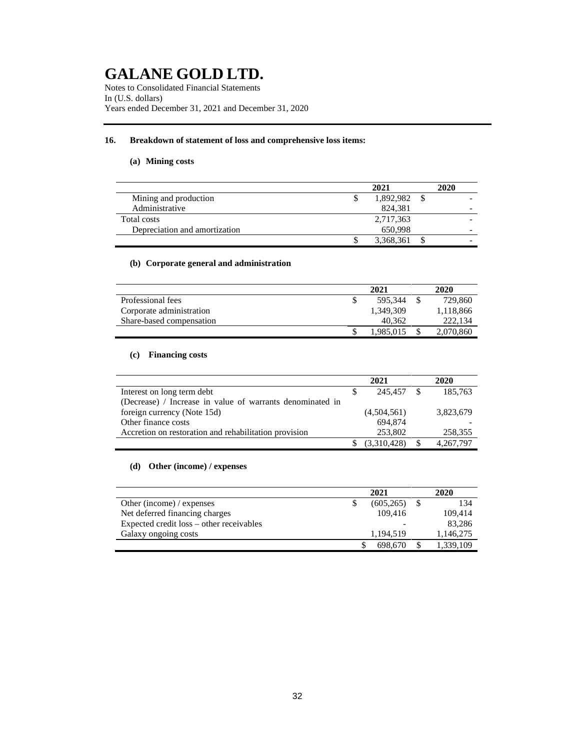# GALANE GOLD LTD.

Notes to Consolidated Financial Statements
In (U.S. dollars)
Years ended December 31, 2021 and December 31, 2020

## 16. Breakdown of statement of loss and comprehensive loss items:

### (a) Mining costs

| | 2021 | 2020 |
|---|---|---|
| Mining and production | $ 1,892,982 | $ - |
| Administrative | 824,381 | - |
| Total costs | 2,717,363 | - |
| Depreciation and amortization | 650,998 | - |
| | $ 3,368,361 | $ - |

### (b) Corporate general and administration

| | 2021 | 2020 |
|---|---|---|
| Professional fees | $ 595,344 | $ 729,860 |
| Corporate administration | 1,349,309 | 1,118,866 |
| Share-based compensation | 40,362 | 222,134 |
| | $ 1,985,015 | $ 2,070,860 |

### (c) Financing costs

| | 2021 | 2020 |
|---|---|---|
| Interest on long term debt | $ 245,457 | $ 185,763 |
| (Decrease) / Increase in value of warrants denominated in foreign currency (Note 15d) | (4,504,561) | 3,823,679 |
| Other finance costs | 694,874 | - |
| Accretion on restoration and rehabilitation provision | 253,802 | 258,355 |
| | $ (3,310,428) | $ 4,267,797 |

### (d) Other (income) / expenses

| | 2021 | 2020 |
|---|---|---|
| Other (income) / expenses | $ (605,265) | $ 134 |
| Net deferred financing charges | 109,416 | 109,414 |
| Expected credit loss – other receivables | - | 83,286 |
| Galaxy ongoing costs | 1,194,519 | 1,146,275 |
| | $ 698,670 | $ 1,339,109 |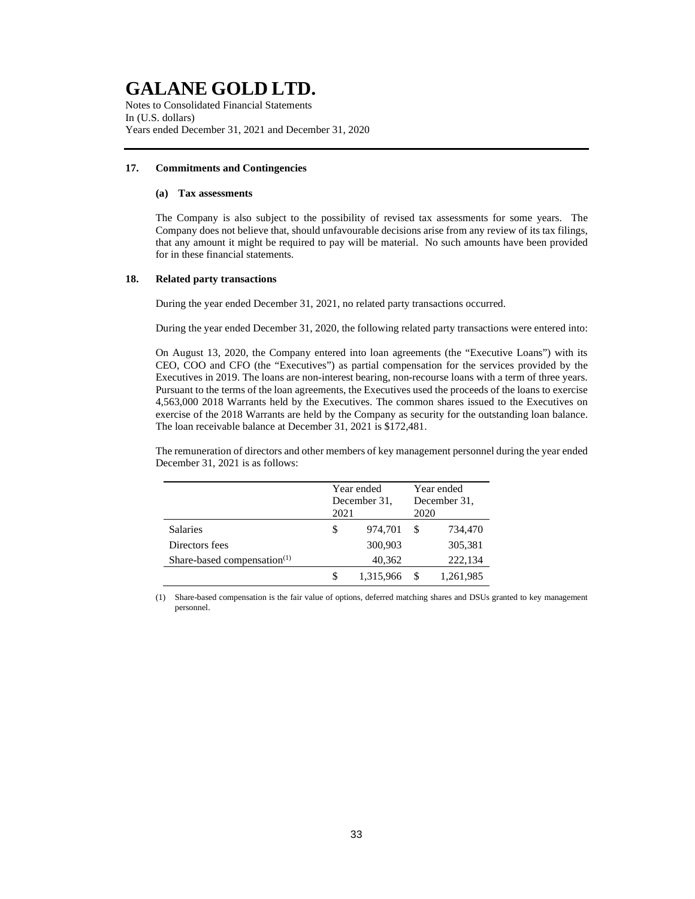# GALANE GOLD LTD.

Notes to Consolidated Financial Statements
In (U.S. dollars)
Years ended December 31, 2021 and December 31, 2020

## 17. Commitments and Contingencies

### (a) Tax assessments

The Company is also subject to the possibility of revised tax assessments for some years. The Company does not believe that, should unfavourable decisions arise from any review of its tax filings, that any amount it might be required to pay will be material. No such amounts have been provided for in these financial statements.

## 18. Related party transactions

During the year ended December 31, 2021, no related party transactions occurred.

During the year ended December 31, 2020, the following related party transactions were entered into:

On August 13, 2020, the Company entered into loan agreements (the "Executive Loans") with its CEO, COO and CFO (the "Executives") as partial compensation for the services provided by the Executives in 2019. The loans are non-interest bearing, non-recourse loans with a term of three years. Pursuant to the terms of the loan agreements, the Executives used the proceeds of the loans to exercise 4,563,000 2018 Warrants held by the Executives. The common shares issued to the Executives on exercise of the 2018 Warrants are held by the Company as security for the outstanding loan balance. The loan receivable balance at December 31, 2021 is $172,481.

The remuneration of directors and other members of key management personnel during the year ended December 31, 2021 is as follows:

| | Year ended December 31, 2021 | Year ended December 31, 2020 |
|---|---|---|
| Salaries | $ 974,701 | $ 734,470 |
| Directors fees | 300,903 | 305,381 |
| Share-based compensation[(1)] | 40,362 | 222,134 |
| | $ 1,315,966 | $ 1,261,985 |

(1) Share-based compensation is the fair value of options, deferred matching shares and DSUs granted to key management personnel.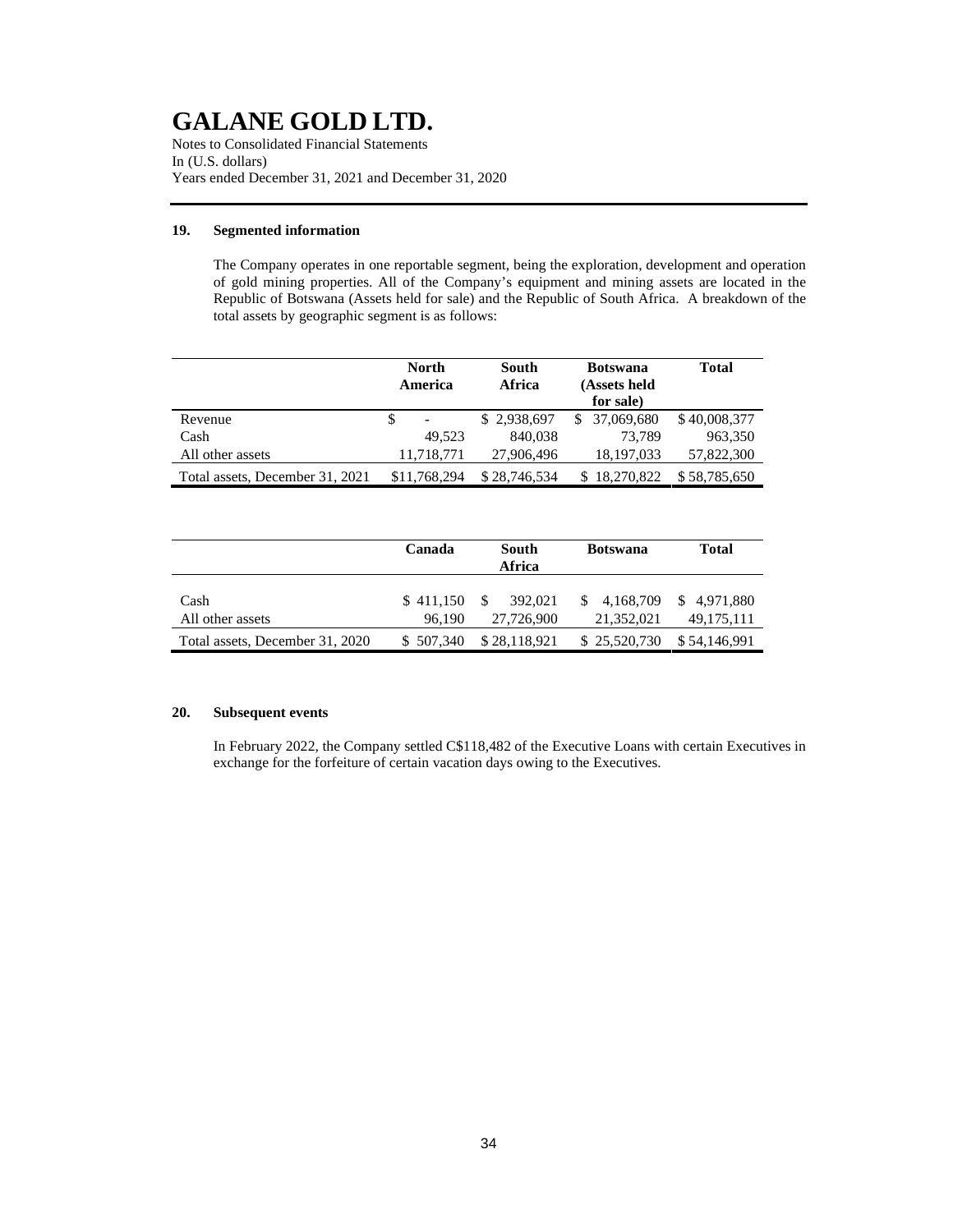# GALANE GOLD LTD.

Notes to Consolidated Financial Statements
In (U.S. dollars)
Years ended December 31, 2021 and December 31, 2020

### 19. Segmented information

The Company operates in one reportable segment, being the exploration, development and operation of gold mining properties. All of the Company's equipment and mining assets are located in the Republic of Botswana (Assets held for sale) and the Republic of South Africa. A breakdown of the total assets by geographic segment is as follows:

| | North America | South Africa | Botswana (Assets held for sale) | Total |
|---|---|---|---|---|
| Revenue | $ - | $ 2,938,697 | $ 37,069,680 | $ 40,008,377 |
| Cash | 49,523 | 840,038 | 73,789 | 963,350 |
| All other assets | 11,718,771 | 27,906,496 | 18,197,033 | 57,822,300 |
| Total assets, December 31, 2021 | $11,768,294 | $ 28,746,534 | $ 18,270,822 | $ 58,785,650 |

| | Canada | South Africa | Botswana | Total |
|---|---|---|---|---|
| Cash | $ 411,150 | $ 392,021 | $ 4,168,709 | $ 4,971,880 |
| All other assets | 96,190 | 27,726,900 | 21,352,021 | 49,175,111 |
| Total assets, December 31, 2020 | $ 507,340 | $ 28,118,921 | $ 25,520,730 | $ 54,146,991 |

### 20. Subsequent events

In February 2022, the Company settled C$118,482 of the Executive Loans with certain Executives in exchange for the forfeiture of certain vacation days owing to the Executives.